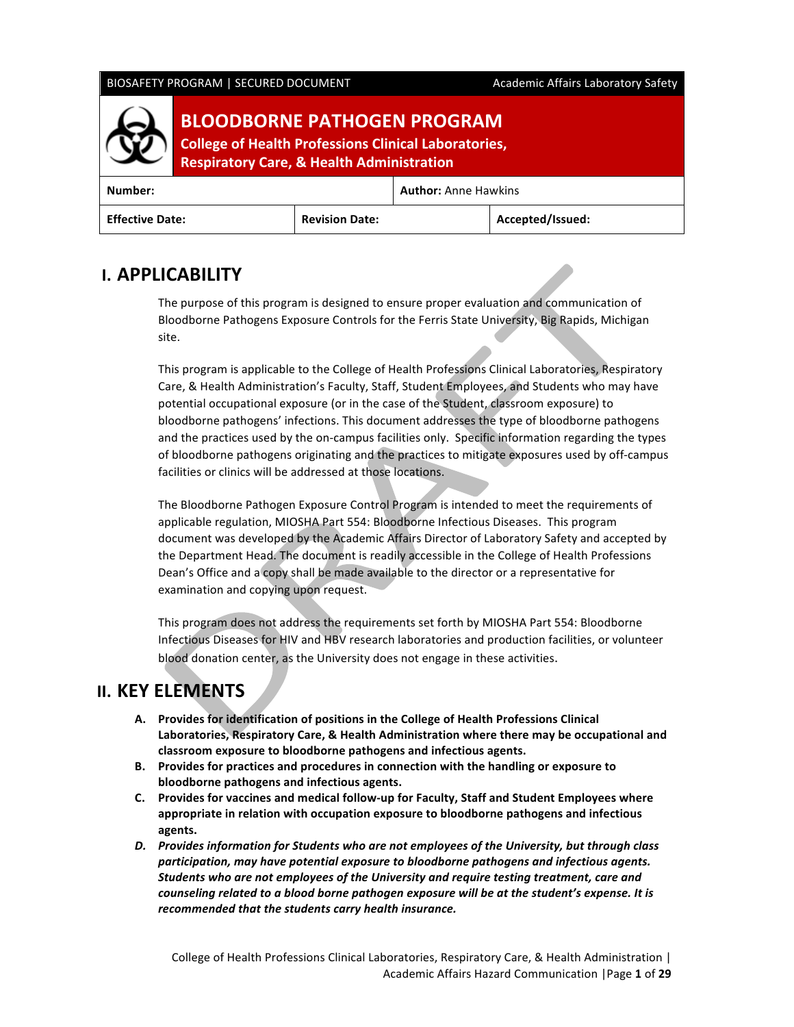BIOSAFETY PROGRAM | SECURED DOCUMENT — Academic Affairs Laboratory Safety

# BLOODBORNE PATHOGEN PROGRAM

**College of Health Professions Clinical Laboratories, Respiratory Care, & Health Administration**

| **Number:** | | **Author:** Anne Hawkins |
|---|---|---|
| **Effective Date:** | **Revision Date:** | **Accepted/Issued:** |

## I. APPLICABILITY

The purpose of this program is designed to ensure proper evaluation and communication of Bloodborne Pathogens Exposure Controls for the Ferris State University, Big Rapids, Michigan site.

This program is applicable to the College of Health Professions Clinical Laboratories, Respiratory Care, & Health Administration's Faculty, Staff, Student Employees, and Students who may have potential occupational exposure (or in the case of the Student, classroom exposure) to bloodborne pathogens' infections. This document addresses the type of bloodborne pathogens and the practices used by the on-campus facilities only. Specific information regarding the types of bloodborne pathogens originating and the practices to mitigate exposures used by off-campus facilities or clinics will be addressed at those locations.

The Bloodborne Pathogen Exposure Control Program is intended to meet the requirements of applicable regulation, MIOSHA Part 554: Bloodborne Infectious Diseases. This program document was developed by the Academic Affairs Director of Laboratory Safety and accepted by the Department Head. The document is readily accessible in the College of Health Professions Dean's Office and a copy shall be made available to the director or a representative for examination and copying upon request.

This program does not address the requirements set forth by MIOSHA Part 554: Bloodborne Infectious Diseases for HIV and HBV research laboratories and production facilities, or volunteer blood donation center, as the University does not engage in these activities.

## II. KEY ELEMENTS

A. **Provides for identification of positions in the College of Health Professions Clinical Laboratories, Respiratory Care, & Health Administration where there may be occupational and classroom exposure to bloodborne pathogens and infectious agents.**

B. **Provides for practices and procedures in connection with the handling or exposure to bloodborne pathogens and infectious agents.**

C. **Provides for vaccines and medical follow-up for Faculty, Staff and Student Employees where appropriate in relation with occupation exposure to bloodborne pathogens and infectious agents.**

D. ***Provides information for Students who are not employees of the University, but through class participation, may have potential exposure to bloodborne pathogens and infectious agents. Students who are not employees of the University and require testing treatment, care and counseling related to a blood borne pathogen exposure will be at the student's expense. It is recommended that the students carry health insurance.***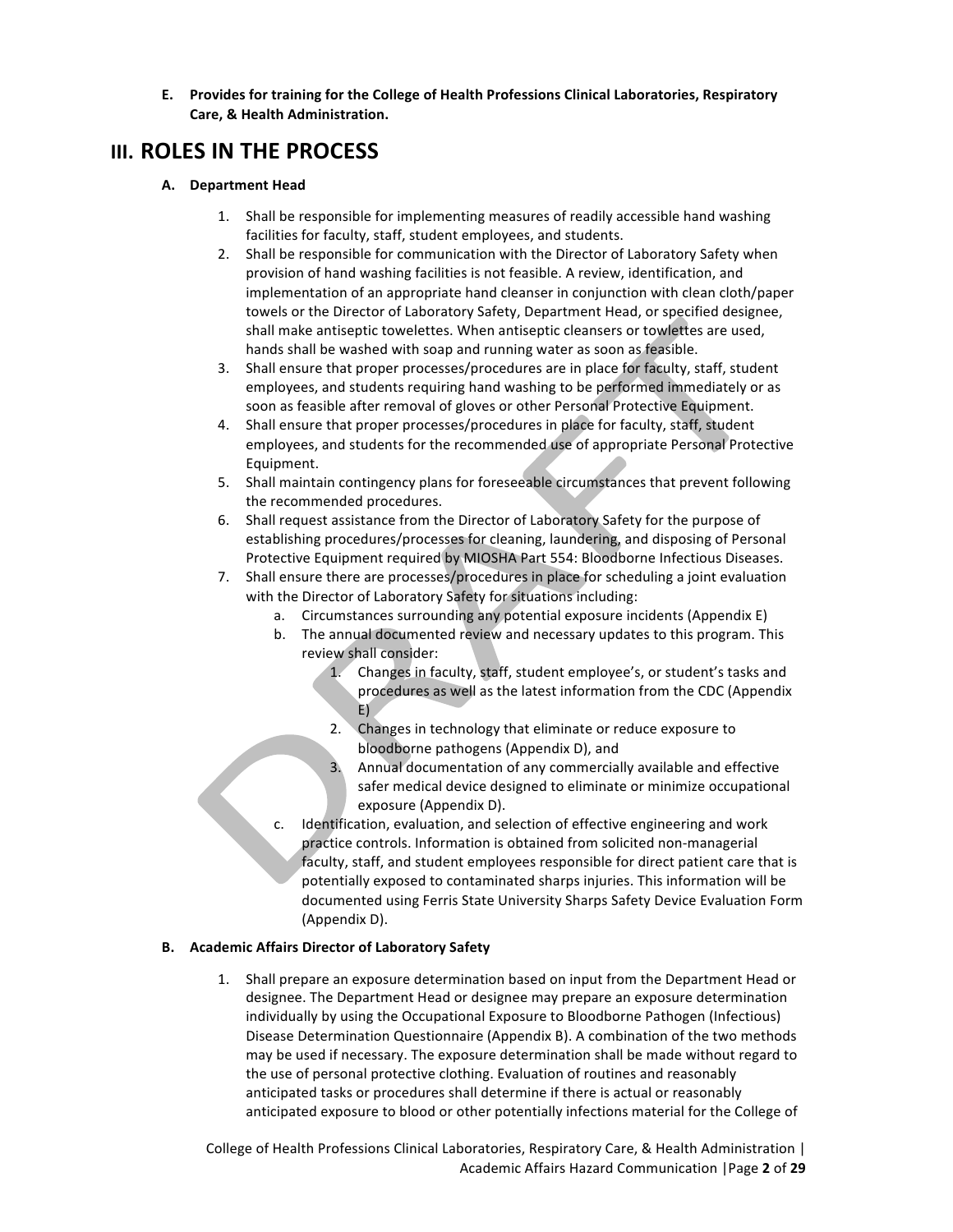**E. Provides for training for the College of Health Professions Clinical Laboratories, Respiratory Care, & Health Administration.**

# III. ROLES IN THE PROCESS

### A. Department Head

1. Shall be responsible for implementing measures of readily accessible hand washing facilities for faculty, staff, student employees, and students.
2. Shall be responsible for communication with the Director of Laboratory Safety when provision of hand washing facilities is not feasible. A review, identification, and implementation of an appropriate hand cleanser in conjunction with clean cloth/paper towels or the Director of Laboratory Safety, Department Head, or specified designee, shall make antiseptic towelettes. When antiseptic cleansers or towlettes are used, hands shall be washed with soap and running water as soon as feasible.
3. Shall ensure that proper processes/procedures are in place for faculty, staff, student employees, and students requiring hand washing to be performed immediately or as soon as feasible after removal of gloves or other Personal Protective Equipment.
4. Shall ensure that proper processes/procedures in place for faculty, staff, student employees, and students for the recommended use of appropriate Personal Protective Equipment.
5. Shall maintain contingency plans for foreseeable circumstances that prevent following the recommended procedures.
6. Shall request assistance from the Director of Laboratory Safety for the purpose of establishing procedures/processes for cleaning, laundering, and disposing of Personal Protective Equipment required by MIOSHA Part 554: Bloodborne Infectious Diseases.
7. Shall ensure there are processes/procedures in place for scheduling a joint evaluation with the Director of Laboratory Safety for situations including:
    a. Circumstances surrounding any potential exposure incidents (Appendix E)
    b. The annual documented review and necessary updates to this program. This review shall consider:
        1. Changes in faculty, staff, student employee's, or student's tasks and procedures as well as the latest information from the CDC (Appendix E)
        2. Changes in technology that eliminate or reduce exposure to bloodborne pathogens (Appendix D), and
        3. Annual documentation of any commercially available and effective safer medical device designed to eliminate or minimize occupational exposure (Appendix D).
    c. Identification, evaluation, and selection of effective engineering and work practice controls. Information is obtained from solicited non-managerial faculty, staff, and student employees responsible for direct patient care that is potentially exposed to contaminated sharps injuries. This information will be documented using Ferris State University Sharps Safety Device Evaluation Form (Appendix D).

### B. Academic Affairs Director of Laboratory Safety

1. Shall prepare an exposure determination based on input from the Department Head or designee. The Department Head or designee may prepare an exposure determination individually by using the Occupational Exposure to Bloodborne Pathogen (Infectious) Disease Determination Questionnaire (Appendix B). A combination of the two methods may be used if necessary. The exposure determination shall be made without regard to the use of personal protective clothing. Evaluation of routines and reasonably anticipated tasks or procedures shall determine if there is actual or reasonably anticipated exposure to blood or other potentially infections material for the College of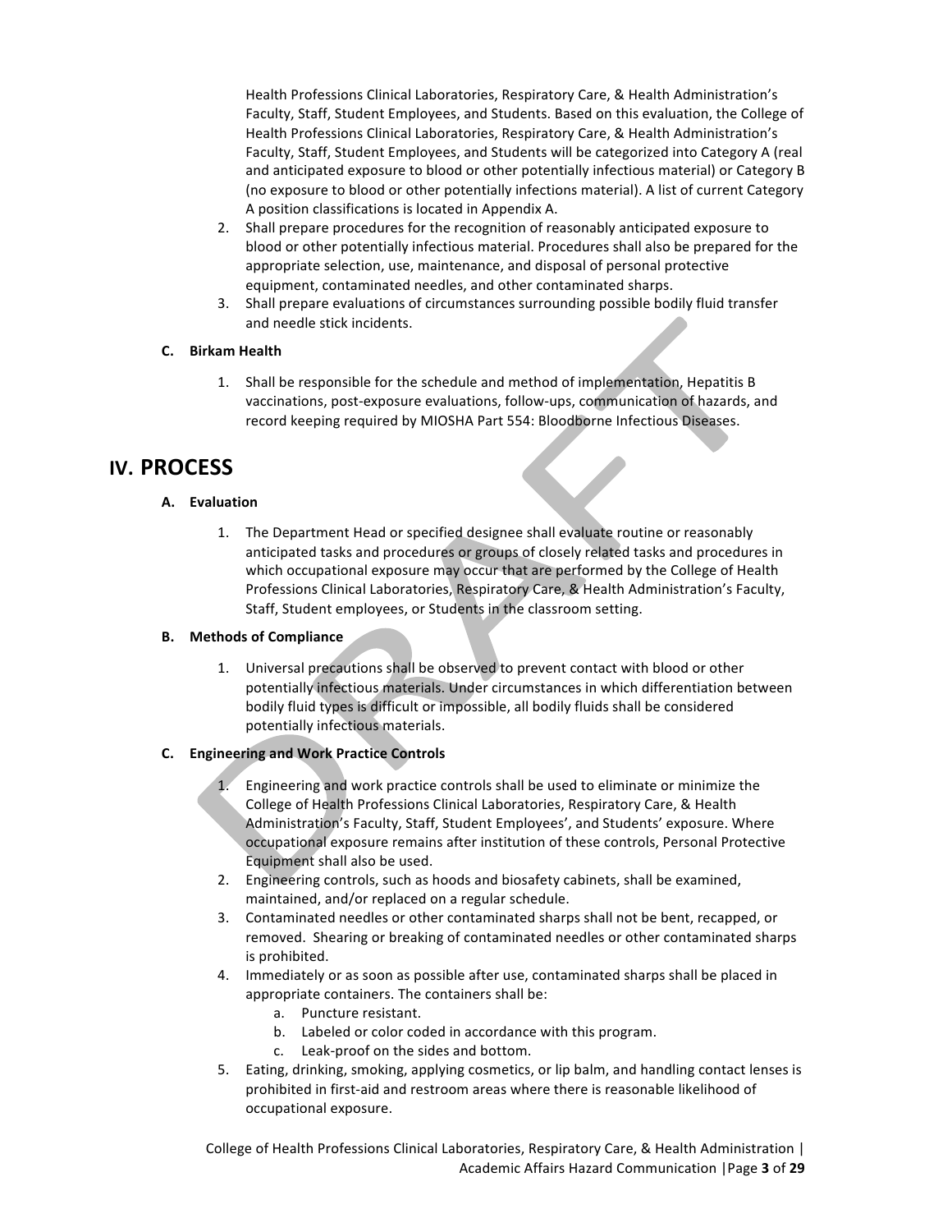Health Professions Clinical Laboratories, Respiratory Care, & Health Administration's Faculty, Staff, Student Employees, and Students. Based on this evaluation, the College of Health Professions Clinical Laboratories, Respiratory Care, & Health Administration's Faculty, Staff, Student Employees, and Students will be categorized into Category A (real and anticipated exposure to blood or other potentially infectious material) or Category B (no exposure to blood or other potentially infections material). A list of current Category A position classifications is located in Appendix A.

2. Shall prepare procedures for the recognition of reasonably anticipated exposure to blood or other potentially infectious material. Procedures shall also be prepared for the appropriate selection, use, maintenance, and disposal of personal protective equipment, contaminated needles, and other contaminated sharps.
3. Shall prepare evaluations of circumstances surrounding possible bodily fluid transfer and needle stick incidents.

**C. Birkam Health**

1. Shall be responsible for the schedule and method of implementation, Hepatitis B vaccinations, post-exposure evaluations, follow-ups, communication of hazards, and record keeping required by MIOSHA Part 554: Bloodborne Infectious Diseases.

## IV. PROCESS

**A. Evaluation**

1. The Department Head or specified designee shall evaluate routine or reasonably anticipated tasks and procedures or groups of closely related tasks and procedures in which occupational exposure may occur that are performed by the College of Health Professions Clinical Laboratories, Respiratory Care, & Health Administration's Faculty, Staff, Student employees, or Students in the classroom setting.

**B. Methods of Compliance**

1. Universal precautions shall be observed to prevent contact with blood or other potentially infectious materials. Under circumstances in which differentiation between bodily fluid types is difficult or impossible, all bodily fluids shall be considered potentially infectious materials.

**C. Engineering and Work Practice Controls**

1. Engineering and work practice controls shall be used to eliminate or minimize the College of Health Professions Clinical Laboratories, Respiratory Care, & Health Administration's Faculty, Staff, Student Employees', and Students' exposure. Where occupational exposure remains after institution of these controls, Personal Protective Equipment shall also be used.
2. Engineering controls, such as hoods and biosafety cabinets, shall be examined, maintained, and/or replaced on a regular schedule.
3. Contaminated needles or other contaminated sharps shall not be bent, recapped, or removed. Shearing or breaking of contaminated needles or other contaminated sharps is prohibited.
4. Immediately or as soon as possible after use, contaminated sharps shall be placed in appropriate containers. The containers shall be:
   a. Puncture resistant.
   b. Labeled or color coded in accordance with this program.
   c. Leak-proof on the sides and bottom.
5. Eating, drinking, smoking, applying cosmetics, or lip balm, and handling contact lenses is prohibited in first-aid and restroom areas where there is reasonable likelihood of occupational exposure.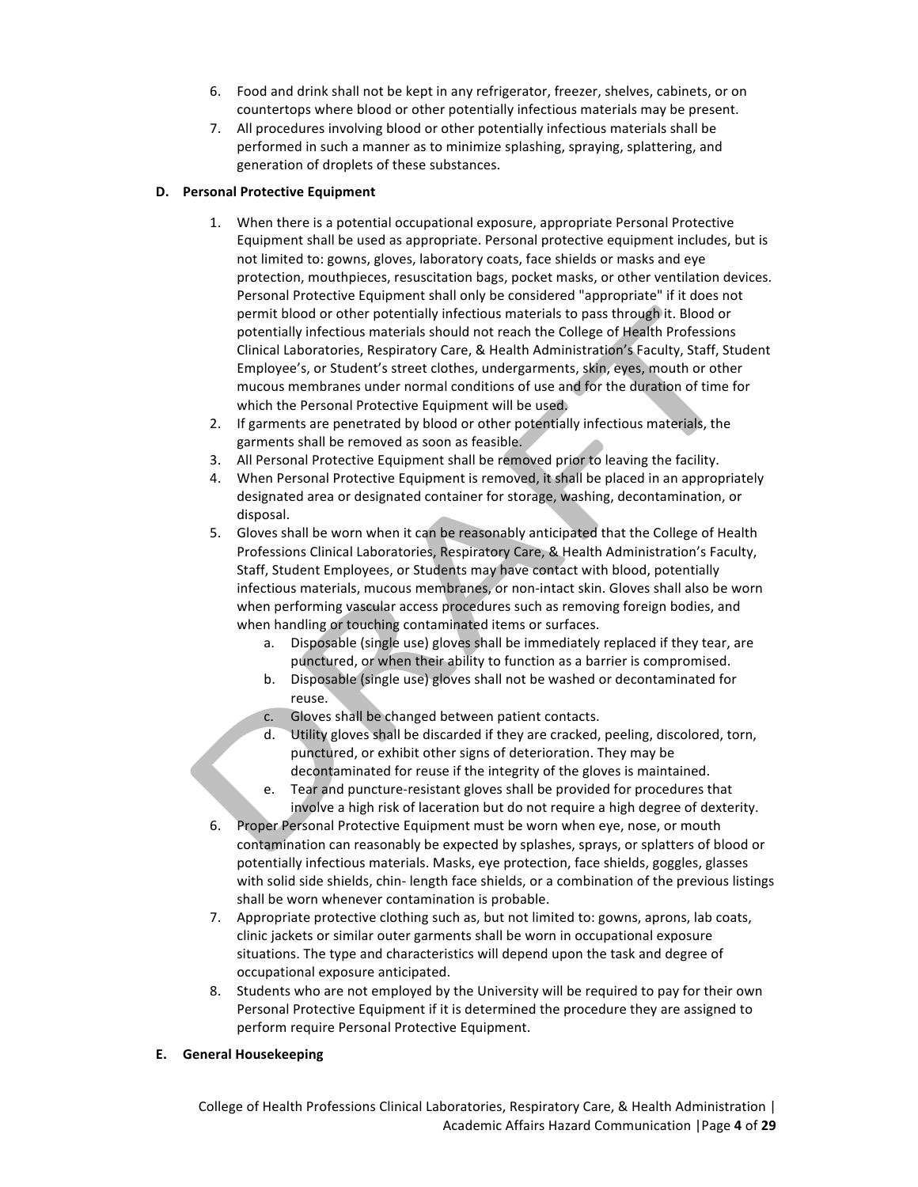6. Food and drink shall not be kept in any refrigerator, freezer, shelves, cabinets, or on countertops where blood or other potentially infectious materials may be present.
7. All procedures involving blood or other potentially infectious materials shall be performed in such a manner as to minimize splashing, spraying, splattering, and generation of droplets of these substances.

**D. Personal Protective Equipment**

1. When there is a potential occupational exposure, appropriate Personal Protective Equipment shall be used as appropriate. Personal protective equipment includes, but is not limited to: gowns, gloves, laboratory coats, face shields or masks and eye protection, mouthpieces, resuscitation bags, pocket masks, or other ventilation devices. Personal Protective Equipment shall only be considered "appropriate" if it does not permit blood or other potentially infectious materials to pass through it. Blood or potentially infectious materials should not reach the College of Health Professions Clinical Laboratories, Respiratory Care, & Health Administration's Faculty, Staff, Student Employee's, or Student's street clothes, undergarments, skin, eyes, mouth or other mucous membranes under normal conditions of use and for the duration of time for which the Personal Protective Equipment will be used.
2. If garments are penetrated by blood or other potentially infectious materials, the garments shall be removed as soon as feasible.
3. All Personal Protective Equipment shall be removed prior to leaving the facility.
4. When Personal Protective Equipment is removed, it shall be placed in an appropriately designated area or designated container for storage, washing, decontamination, or disposal.
5. Gloves shall be worn when it can be reasonably anticipated that the College of Health Professions Clinical Laboratories, Respiratory Care, & Health Administration's Faculty, Staff, Student Employees, or Students may have contact with blood, potentially infectious materials, mucous membranes, or non-intact skin. Gloves shall also be worn when performing vascular access procedures such as removing foreign bodies, and when handling or touching contaminated items or surfaces.
   a. Disposable (single use) gloves shall be immediately replaced if they tear, are punctured, or when their ability to function as a barrier is compromised.
   b. Disposable (single use) gloves shall not be washed or decontaminated for reuse.
   c. Gloves shall be changed between patient contacts.
   d. Utility gloves shall be discarded if they are cracked, peeling, discolored, torn, punctured, or exhibit other signs of deterioration. They may be decontaminated for reuse if the integrity of the gloves is maintained.
   e. Tear and puncture-resistant gloves shall be provided for procedures that involve a high risk of laceration but do not require a high degree of dexterity.
6. Proper Personal Protective Equipment must be worn when eye, nose, or mouth contamination can reasonably be expected by splashes, sprays, or splatters of blood or potentially infectious materials. Masks, eye protection, face shields, goggles, glasses with solid side shields, chin- length face shields, or a combination of the previous listings shall be worn whenever contamination is probable.
7. Appropriate protective clothing such as, but not limited to: gowns, aprons, lab coats, clinic jackets or similar outer garments shall be worn in occupational exposure situations. The type and characteristics will depend upon the task and degree of occupational exposure anticipated.
8. Students who are not employed by the University will be required to pay for their own Personal Protective Equipment if it is determined the procedure they are assigned to perform require Personal Protective Equipment.

**E. General Housekeeping**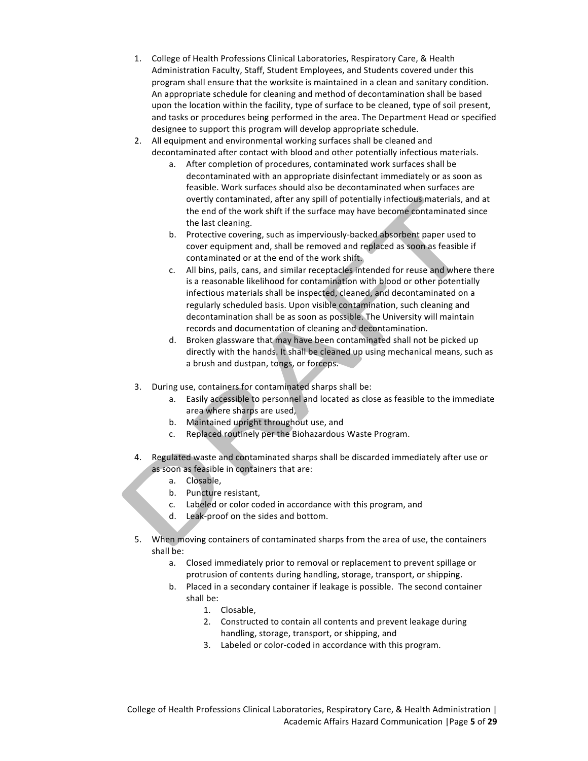1. College of Health Professions Clinical Laboratories, Respiratory Care, & Health Administration Faculty, Staff, Student Employees, and Students covered under this program shall ensure that the worksite is maintained in a clean and sanitary condition. An appropriate schedule for cleaning and method of decontamination shall be based upon the location within the facility, type of surface to be cleaned, type of soil present, and tasks or procedures being performed in the area. The Department Head or specified designee to support this program will develop appropriate schedule.
2. All equipment and environmental working surfaces shall be cleaned and decontaminated after contact with blood and other potentially infectious materials.
    a. After completion of procedures, contaminated work surfaces shall be decontaminated with an appropriate disinfectant immediately or as soon as feasible. Work surfaces should also be decontaminated when surfaces are overtly contaminated, after any spill of potentially infectious materials, and at the end of the work shift if the surface may have become contaminated since the last cleaning.
    b. Protective covering, such as imperviously-backed absorbent paper used to cover equipment and, shall be removed and replaced as soon as feasible if contaminated or at the end of the work shift.
    c. All bins, pails, cans, and similar receptacles intended for reuse and where there is a reasonable likelihood for contamination with blood or other potentially infectious materials shall be inspected, cleaned, and decontaminated on a regularly scheduled basis. Upon visible contamination, such cleaning and decontamination shall be as soon as possible. The University will maintain records and documentation of cleaning and decontamination.
    d. Broken glassware that may have been contaminated shall not be picked up directly with the hands. It shall be cleaned up using mechanical means, such as a brush and dustpan, tongs, or forceps.

3. During use, containers for contaminated sharps shall be:
    a. Easily accessible to personnel and located as close as feasible to the immediate area where sharps are used,
    b. Maintained upright throughout use, and
    c. Replaced routinely per the Biohazardous Waste Program.

4. Regulated waste and contaminated sharps shall be discarded immediately after use or as soon as feasible in containers that are:
    a. Closable,
    b. Puncture resistant,
    c. Labeled or color coded in accordance with this program, and
    d. Leak-proof on the sides and bottom.

5. When moving containers of contaminated sharps from the area of use, the containers shall be:
    a. Closed immediately prior to removal or replacement to prevent spillage or protrusion of contents during handling, storage, transport, or shipping.
    b. Placed in a secondary container if leakage is possible. The second container shall be:
        1. Closable,
        2. Constructed to contain all contents and prevent leakage during handling, storage, transport, or shipping, and
        3. Labeled or color-coded in accordance with this program.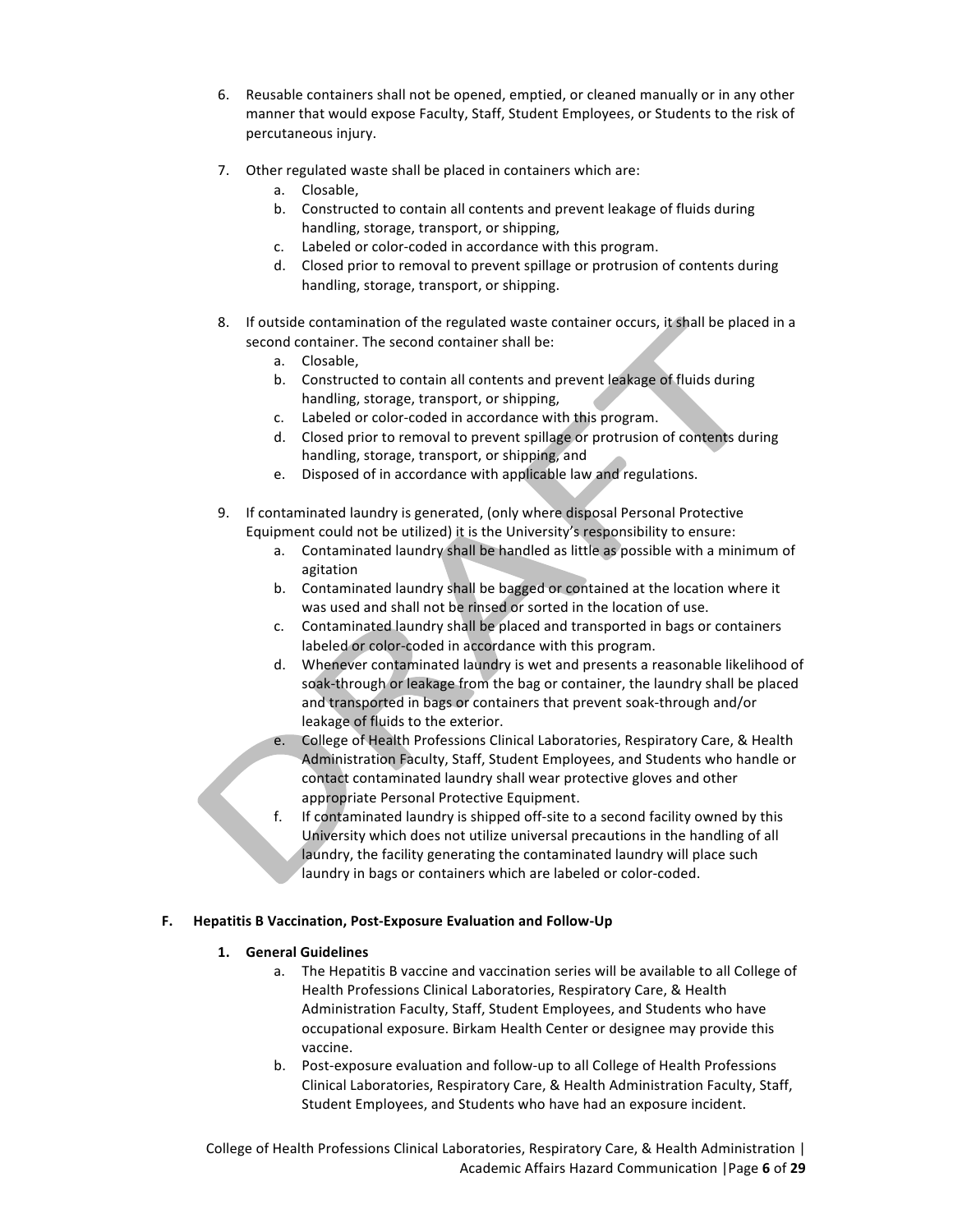6. Reusable containers shall not be opened, emptied, or cleaned manually or in any other manner that would expose Faculty, Staff, Student Employees, or Students to the risk of percutaneous injury.

7. Other regulated waste shall be placed in containers which are:
   a. Closable,
   b. Constructed to contain all contents and prevent leakage of fluids during handling, storage, transport, or shipping,
   c. Labeled or color-coded in accordance with this program.
   d. Closed prior to removal to prevent spillage or protrusion of contents during handling, storage, transport, or shipping.

8. If outside contamination of the regulated waste container occurs, it shall be placed in a second container. The second container shall be:
   a. Closable,
   b. Constructed to contain all contents and prevent leakage of fluids during handling, storage, transport, or shipping,
   c. Labeled or color-coded in accordance with this program.
   d. Closed prior to removal to prevent spillage or protrusion of contents during handling, storage, transport, or shipping, and
   e. Disposed of in accordance with applicable law and regulations.

9. If contaminated laundry is generated, (only where disposal Personal Protective Equipment could not be utilized) it is the University's responsibility to ensure:
   a. Contaminated laundry shall be handled as little as possible with a minimum of agitation
   b. Contaminated laundry shall be bagged or contained at the location where it was used and shall not be rinsed or sorted in the location of use.
   c. Contaminated laundry shall be placed and transported in bags or containers labeled or color-coded in accordance with this program.
   d. Whenever contaminated laundry is wet and presents a reasonable likelihood of soak-through or leakage from the bag or container, the laundry shall be placed and transported in bags or containers that prevent soak-through and/or leakage of fluids to the exterior.
   e. College of Health Professions Clinical Laboratories, Respiratory Care, & Health Administration Faculty, Staff, Student Employees, and Students who handle or contact contaminated laundry shall wear protective gloves and other appropriate Personal Protective Equipment.
   f. If contaminated laundry is shipped off-site to a second facility owned by this University which does not utilize universal precautions in the handling of all laundry, the facility generating the contaminated laundry will place such laundry in bags or containers which are labeled or color-coded.

## F. Hepatitis B Vaccination, Post-Exposure Evaluation and Follow-Up

### 1. General Guidelines

   a. The Hepatitis B vaccine and vaccination series will be available to all College of Health Professions Clinical Laboratories, Respiratory Care, & Health Administration Faculty, Staff, Student Employees, and Students who have occupational exposure. Birkam Health Center or designee may provide this vaccine.
   b. Post-exposure evaluation and follow-up to all College of Health Professions Clinical Laboratories, Respiratory Care, & Health Administration Faculty, Staff, Student Employees, and Students who have had an exposure incident.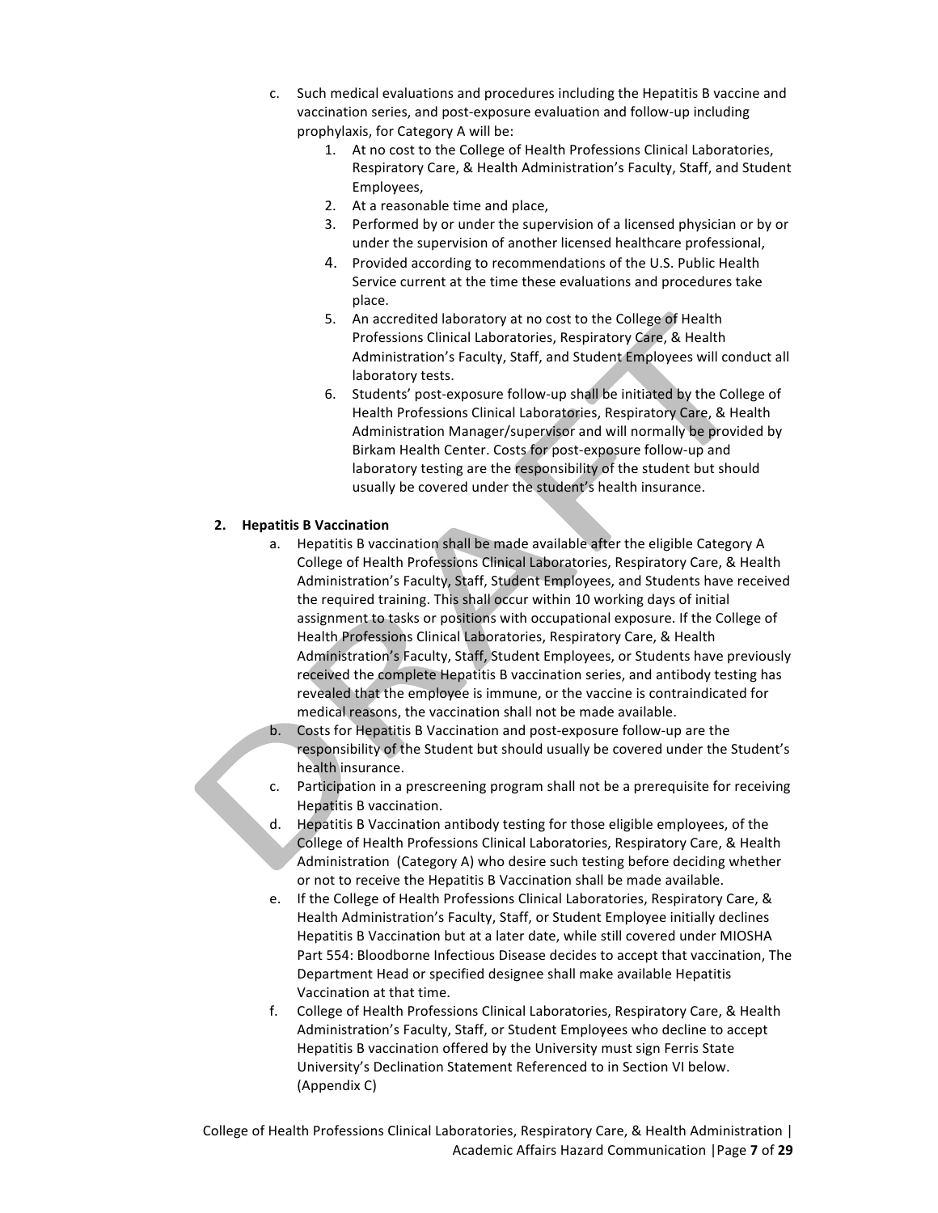c. Such medical evaluations and procedures including the Hepatitis B vaccine and vaccination series, and post-exposure evaluation and follow-up including prophylaxis, for Category A will be:
   1. At no cost to the College of Health Professions Clinical Laboratories, Respiratory Care, & Health Administration's Faculty, Staff, and Student Employees,
   2. At a reasonable time and place,
   3. Performed by or under the supervision of a licensed physician or by or under the supervision of another licensed healthcare professional,
   4. Provided according to recommendations of the U.S. Public Health Service current at the time these evaluations and procedures take place.
   5. An accredited laboratory at no cost to the College of Health Professions Clinical Laboratories, Respiratory Care, & Health Administration's Faculty, Staff, and Student Employees will conduct all laboratory tests.
   6. Students' post-exposure follow-up shall be initiated by the College of Health Professions Clinical Laboratories, Respiratory Care, & Health Administration Manager/supervisor and will normally be provided by Birkam Health Center. Costs for post-exposure follow-up and laboratory testing are the responsibility of the student but should usually be covered under the student's health insurance.

**2. Hepatitis B Vaccination**

a. Hepatitis B vaccination shall be made available after the eligible Category A College of Health Professions Clinical Laboratories, Respiratory Care, & Health Administration's Faculty, Staff, Student Employees, and Students have received the required training. This shall occur within 10 working days of initial assignment to tasks or positions with occupational exposure. If the College of Health Professions Clinical Laboratories, Respiratory Care, & Health Administration's Faculty, Staff, Student Employees, or Students have previously received the complete Hepatitis B vaccination series, and antibody testing has revealed that the employee is immune, or the vaccine is contraindicated for medical reasons, the vaccination shall not be made available.

b. Costs for Hepatitis B Vaccination and post-exposure follow-up are the responsibility of the Student but should usually be covered under the Student's health insurance.

c. Participation in a prescreening program shall not be a prerequisite for receiving Hepatitis B vaccination.

d. Hepatitis B Vaccination antibody testing for those eligible employees, of the College of Health Professions Clinical Laboratories, Respiratory Care, & Health Administration (Category A) who desire such testing before deciding whether or not to receive the Hepatitis B Vaccination shall be made available.

e. If the College of Health Professions Clinical Laboratories, Respiratory Care, & Health Administration's Faculty, Staff, or Student Employee initially declines Hepatitis B Vaccination but at a later date, while still covered under MIOSHA Part 554: Bloodborne Infectious Disease decides to accept that vaccination, The Department Head or specified designee shall make available Hepatitis Vaccination at that time.

f. College of Health Professions Clinical Laboratories, Respiratory Care, & Health Administration's Faculty, Staff, or Student Employees who decline to accept Hepatitis B vaccination offered by the University must sign Ferris State University's Declination Statement Referenced to in Section VI below. (Appendix C)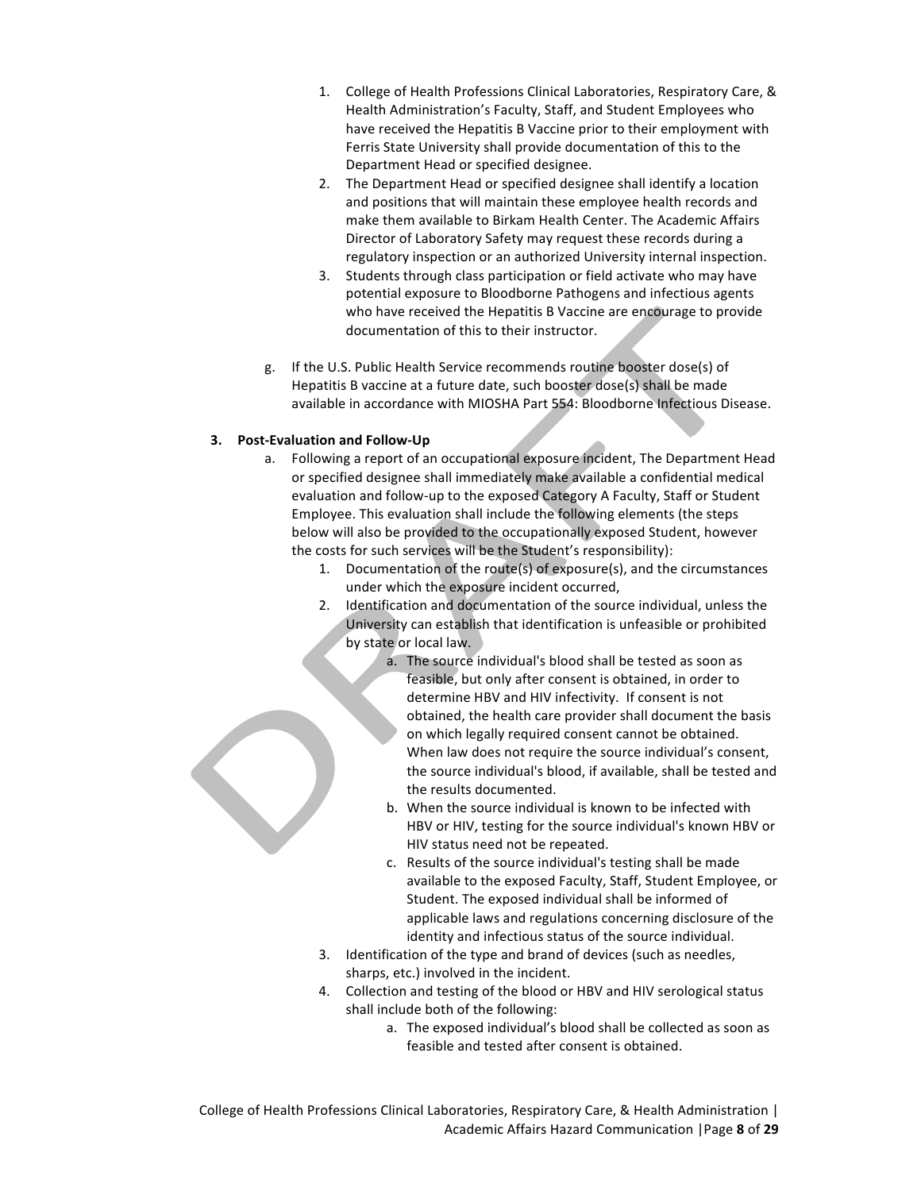1. College of Health Professions Clinical Laboratories, Respiratory Care, & Health Administration's Faculty, Staff, and Student Employees who have received the Hepatitis B Vaccine prior to their employment with Ferris State University shall provide documentation of this to the Department Head or specified designee.
2. The Department Head or specified designee shall identify a location and positions that will maintain these employee health records and make them available to Birkam Health Center. The Academic Affairs Director of Laboratory Safety may request these records during a regulatory inspection or an authorized University internal inspection.
3. Students through class participation or field activate who may have potential exposure to Bloodborne Pathogens and infectious agents who have received the Hepatitis B Vaccine are encourage to provide documentation of this to their instructor.

g. If the U.S. Public Health Service recommends routine booster dose(s) of Hepatitis B vaccine at a future date, such booster dose(s) shall be made available in accordance with MIOSHA Part 554: Bloodborne Infectious Disease.

**3. Post-Evaluation and Follow-Up**

a. Following a report of an occupational exposure incident, The Department Head or specified designee shall immediately make available a confidential medical evaluation and follow-up to the exposed Category A Faculty, Staff or Student Employee. This evaluation shall include the following elements (the steps below will also be provided to the occupationally exposed Student, however the costs for such services will be the Student's responsibility):

1. Documentation of the route(s) of exposure(s), and the circumstances under which the exposure incident occurred,
2. Identification and documentation of the source individual, unless the University can establish that identification is unfeasible or prohibited by state or local law.
    a. The source individual's blood shall be tested as soon as feasible, but only after consent is obtained, in order to determine HBV and HIV infectivity. If consent is not obtained, the health care provider shall document the basis on which legally required consent cannot be obtained. When law does not require the source individual's consent, the source individual's blood, if available, shall be tested and the results documented.
    b. When the source individual is known to be infected with HBV or HIV, testing for the source individual's known HBV or HIV status need not be repeated.
    c. Results of the source individual's testing shall be made available to the exposed Faculty, Staff, Student Employee, or Student. The exposed individual shall be informed of applicable laws and regulations concerning disclosure of the identity and infectious status of the source individual.
3. Identification of the type and brand of devices (such as needles, sharps, etc.) involved in the incident.
4. Collection and testing of the blood or HBV and HIV serological status shall include both of the following:
    a. The exposed individual's blood shall be collected as soon as feasible and tested after consent is obtained.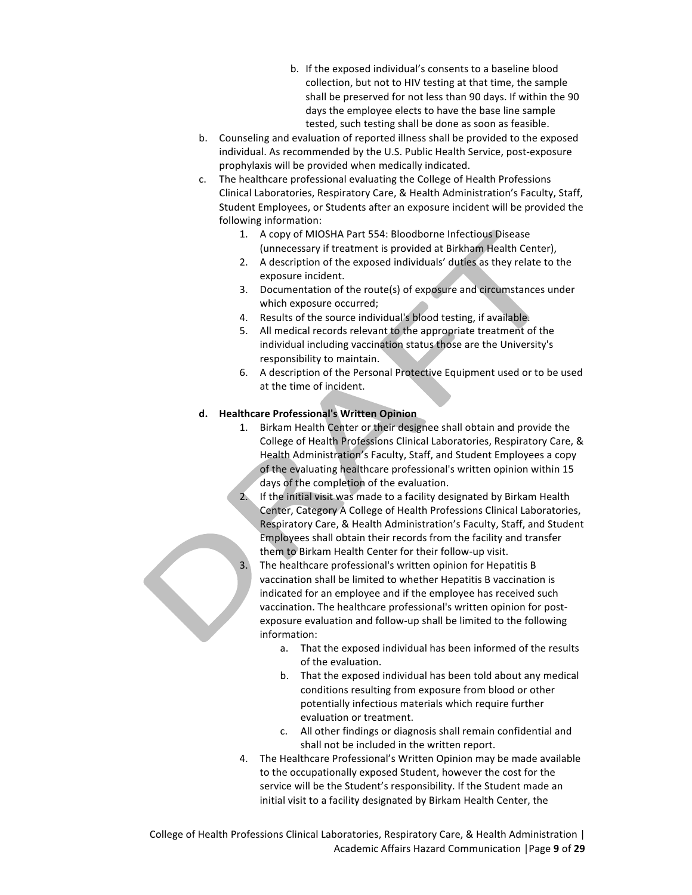b. If the exposed individual's consents to a baseline blood collection, but not to HIV testing at that time, the sample shall be preserved for not less than 90 days. If within the 90 days the employee elects to have the base line sample tested, such testing shall be done as soon as feasible.

b. Counseling and evaluation of reported illness shall be provided to the exposed individual. As recommended by the U.S. Public Health Service, post-exposure prophylaxis will be provided when medically indicated.

c. The healthcare professional evaluating the College of Health Professions Clinical Laboratories, Respiratory Care, & Health Administration's Faculty, Staff, Student Employees, or Students after an exposure incident will be provided the following information:
    1. A copy of MIOSHA Part 554: Bloodborne Infectious Disease (unnecessary if treatment is provided at Birkham Health Center),
    2. A description of the exposed individuals' duties as they relate to the exposure incident.
    3. Documentation of the route(s) of exposure and circumstances under which exposure occurred;
    4. Results of the source individual's blood testing, if available.
    5. All medical records relevant to the appropriate treatment of the individual including vaccination status those are the University's responsibility to maintain.
    6. A description of the Personal Protective Equipment used or to be used at the time of incident.

**d. Healthcare Professional's Written Opinion**

1. Birkam Health Center or their designee shall obtain and provide the College of Health Professions Clinical Laboratories, Respiratory Care, & Health Administration's Faculty, Staff, and Student Employees a copy of the evaluating healthcare professional's written opinion within 15 days of the completion of the evaluation.
2. If the initial visit was made to a facility designated by Birkam Health Center, Category A College of Health Professions Clinical Laboratories, Respiratory Care, & Health Administration's Faculty, Staff, and Student Employees shall obtain their records from the facility and transfer them to Birkam Health Center for their follow-up visit.
3. The healthcare professional's written opinion for Hepatitis B vaccination shall be limited to whether Hepatitis B vaccination is indicated for an employee and if the employee has received such vaccination. The healthcare professional's written opinion for post-exposure evaluation and follow-up shall be limited to the following information:
    a. That the exposed individual has been informed of the results of the evaluation.
    b. That the exposed individual has been told about any medical conditions resulting from exposure from blood or other potentially infectious materials which require further evaluation or treatment.
    c. All other findings or diagnosis shall remain confidential and shall not be included in the written report.
4. The Healthcare Professional's Written Opinion may be made available to the occupationally exposed Student, however the cost for the service will be the Student's responsibility. If the Student made an initial visit to a facility designated by Birkam Health Center, the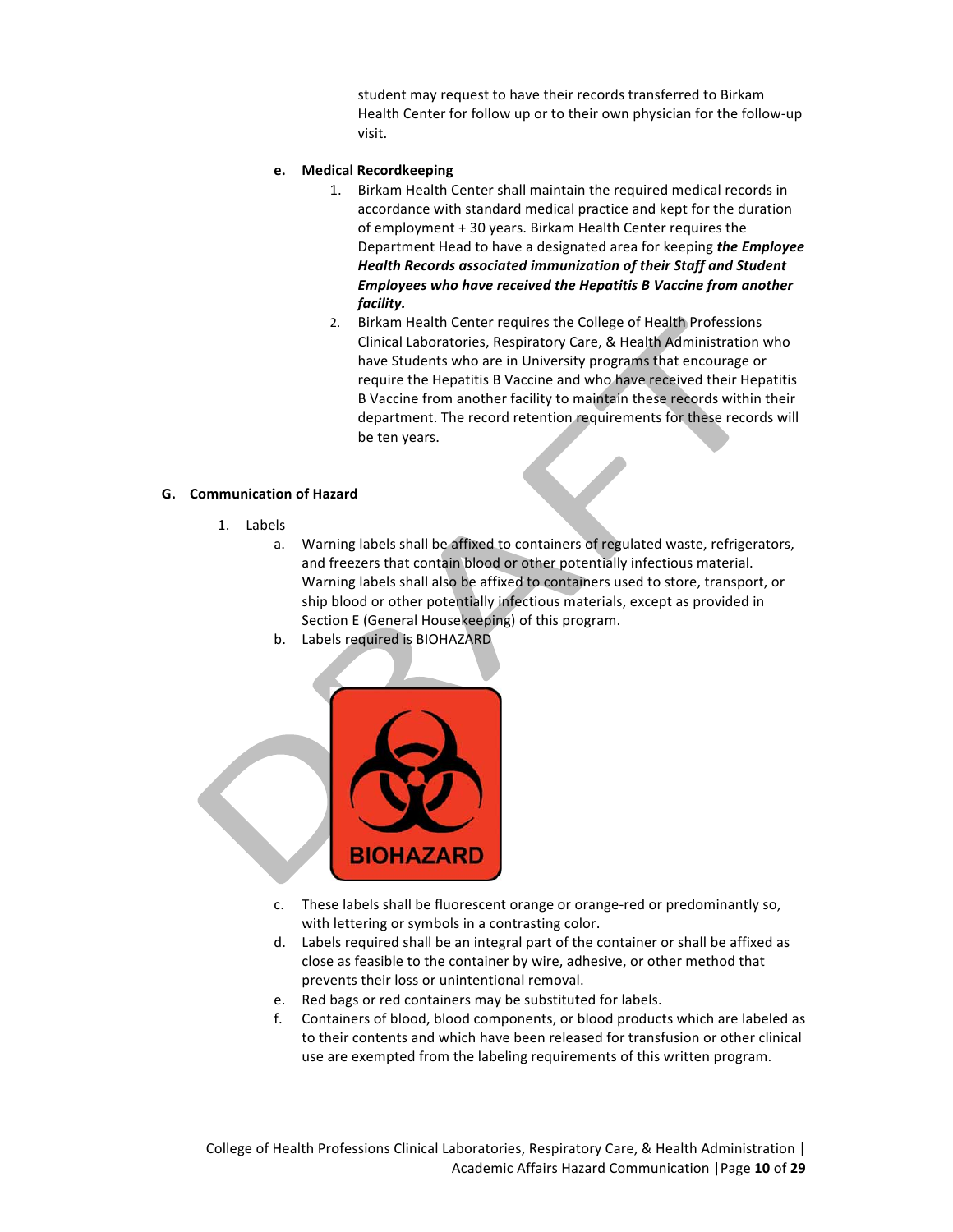student may request to have their records transferred to Birkam Health Center for follow up or to their own physician for the follow-up visit.

**e. Medical Recordkeeping**

1. Birkam Health Center shall maintain the required medical records in accordance with standard medical practice and kept for the duration of employment + 30 years. Birkam Health Center requires the Department Head to have a designated area for keeping ***the Employee Health Records associated immunization of their Staff and Student Employees who have received the Hepatitis B Vaccine from another facility.***
2. Birkam Health Center requires the College of Health Professions Clinical Laboratories, Respiratory Care, & Health Administration who have Students who are in University programs that encourage or require the Hepatitis B Vaccine and who have received their Hepatitis B Vaccine from another facility to maintain these records within their department. The record retention requirements for these records will be ten years.

## G. Communication of Hazard

1. Labels
   a. Warning labels shall be affixed to containers of regulated waste, refrigerators, and freezers that contain blood or other potentially infectious material. Warning labels shall also be affixed to containers used to store, transport, or ship blood or other potentially infectious materials, except as provided in Section E (General Housekeeping) of this program.
   b. Labels required is BIOHAZARD

   BIOHAZARD

   c. These labels shall be fluorescent orange or orange-red or predominantly so, with lettering or symbols in a contrasting color.
   d. Labels required shall be an integral part of the container or shall be affixed as close as feasible to the container by wire, adhesive, or other method that prevents their loss or unintentional removal.
   e. Red bags or red containers may be substituted for labels.
   f. Containers of blood, blood components, or blood products which are labeled as to their contents and which have been released for transfusion or other clinical use are exempted from the labeling requirements of this written program.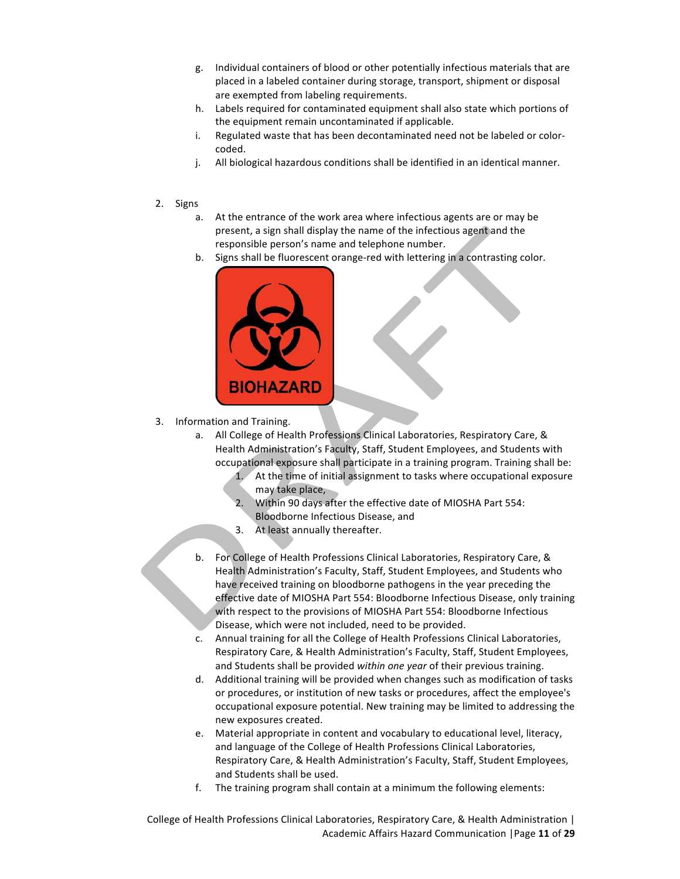g. Individual containers of blood or other potentially infectious materials that are placed in a labeled container during storage, transport, shipment or disposal are exempted from labeling requirements.
h. Labels required for contaminated equipment shall also state which portions of the equipment remain uncontaminated if applicable.
i. Regulated waste that has been decontaminated need not be labeled or color-coded.
j. All biological hazardous conditions shall be identified in an identical manner.

2. Signs
   a. At the entrance of the work area where infectious agents are or may be present, a sign shall display the name of the infectious agent and the responsible person's name and telephone number.
   b. Signs shall be fluorescent orange-red with lettering in a contrasting color.

BIOHAZARD

3. Information and Training.
   a. All College of Health Professions Clinical Laboratories, Respiratory Care, & Health Administration's Faculty, Staff, Student Employees, and Students with occupational exposure shall participate in a training program. Training shall be:
      1. At the time of initial assignment to tasks where occupational exposure may take place,
      2. Within 90 days after the effective date of MIOSHA Part 554: Bloodborne Infectious Disease, and
      3. At least annually thereafter.

   b. For College of Health Professions Clinical Laboratories, Respiratory Care, & Health Administration's Faculty, Staff, Student Employees, and Students who have received training on bloodborne pathogens in the year preceding the effective date of MIOSHA Part 554: Bloodborne Infectious Disease, only training with respect to the provisions of MIOSHA Part 554: Bloodborne Infectious Disease, which were not included, need to be provided.
   c. Annual training for all the College of Health Professions Clinical Laboratories, Respiratory Care, & Health Administration's Faculty, Staff, Student Employees, and Students shall be provided *within one year* of their previous training.
   d. Additional training will be provided when changes such as modification of tasks or procedures, or institution of new tasks or procedures, affect the employee's occupational exposure potential. New training may be limited to addressing the new exposures created.
   e. Material appropriate in content and vocabulary to educational level, literacy, and language of the College of Health Professions Clinical Laboratories, Respiratory Care, & Health Administration's Faculty, Staff, Student Employees, and Students shall be used.
   f. The training program shall contain at a minimum the following elements: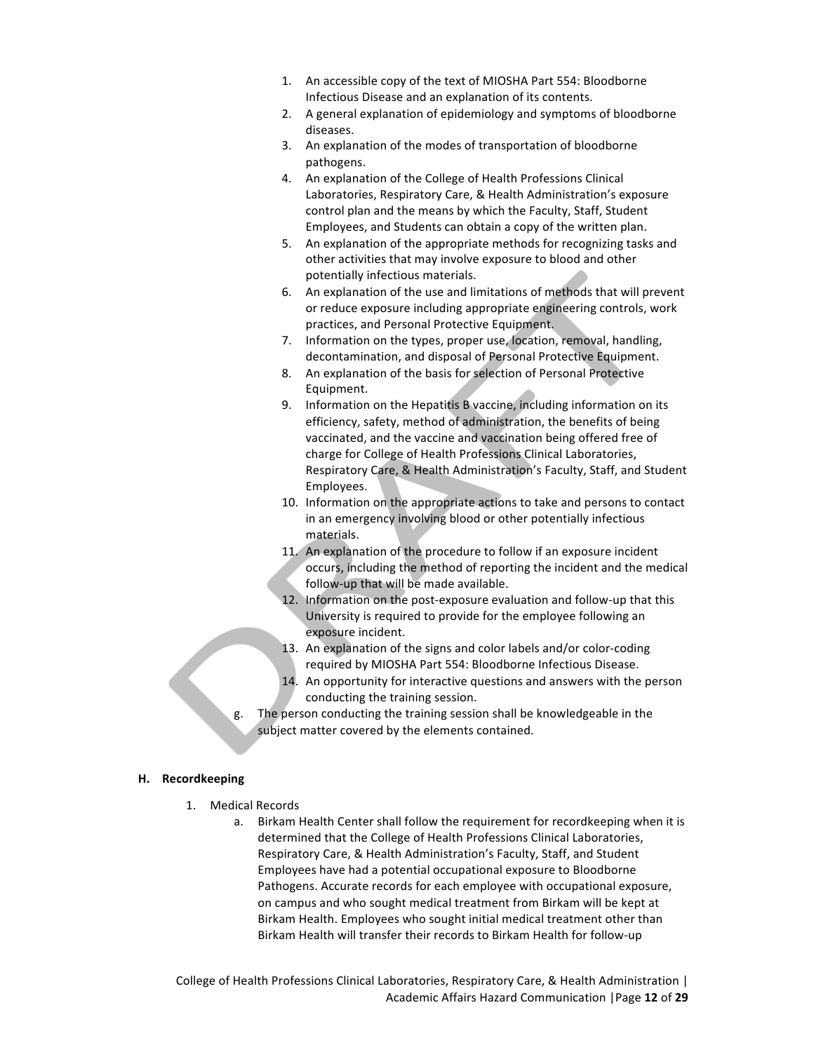1. An accessible copy of the text of MIOSHA Part 554: Bloodborne Infectious Disease and an explanation of its contents.
2. A general explanation of epidemiology and symptoms of bloodborne diseases.
3. An explanation of the modes of transportation of bloodborne pathogens.
4. An explanation of the College of Health Professions Clinical Laboratories, Respiratory Care, & Health Administration's exposure control plan and the means by which the Faculty, Staff, Student Employees, and Students can obtain a copy of the written plan.
5. An explanation of the appropriate methods for recognizing tasks and other activities that may involve exposure to blood and other potentially infectious materials.
6. An explanation of the use and limitations of methods that will prevent or reduce exposure including appropriate engineering controls, work practices, and Personal Protective Equipment.
7. Information on the types, proper use, location, removal, handling, decontamination, and disposal of Personal Protective Equipment.
8. An explanation of the basis for selection of Personal Protective Equipment.
9. Information on the Hepatitis B vaccine, including information on its efficiency, safety, method of administration, the benefits of being vaccinated, and the vaccine and vaccination being offered free of charge for College of Health Professions Clinical Laboratories, Respiratory Care, & Health Administration's Faculty, Staff, and Student Employees.
10. Information on the appropriate actions to take and persons to contact in an emergency involving blood or other potentially infectious materials.
11. An explanation of the procedure to follow if an exposure incident occurs, including the method of reporting the incident and the medical follow-up that will be made available.
12. Information on the post-exposure evaluation and follow-up that this University is required to provide for the employee following an exposure incident.
13. An explanation of the signs and color labels and/or color-coding required by MIOSHA Part 554: Bloodborne Infectious Disease.
14. An opportunity for interactive questions and answers with the person conducting the training session.

g. The person conducting the training session shall be knowledgeable in the subject matter covered by the elements contained.

## H. Recordkeeping

1. Medical Records
   a. Birkam Health Center shall follow the requirement for recordkeeping when it is determined that the College of Health Professions Clinical Laboratories, Respiratory Care, & Health Administration's Faculty, Staff, and Student Employees have had a potential occupational exposure to Bloodborne Pathogens. Accurate records for each employee with occupational exposure, on campus and who sought medical treatment from Birkam will be kept at Birkam Health. Employees who sought initial medical treatment other than Birkam Health will transfer their records to Birkam Health for follow-up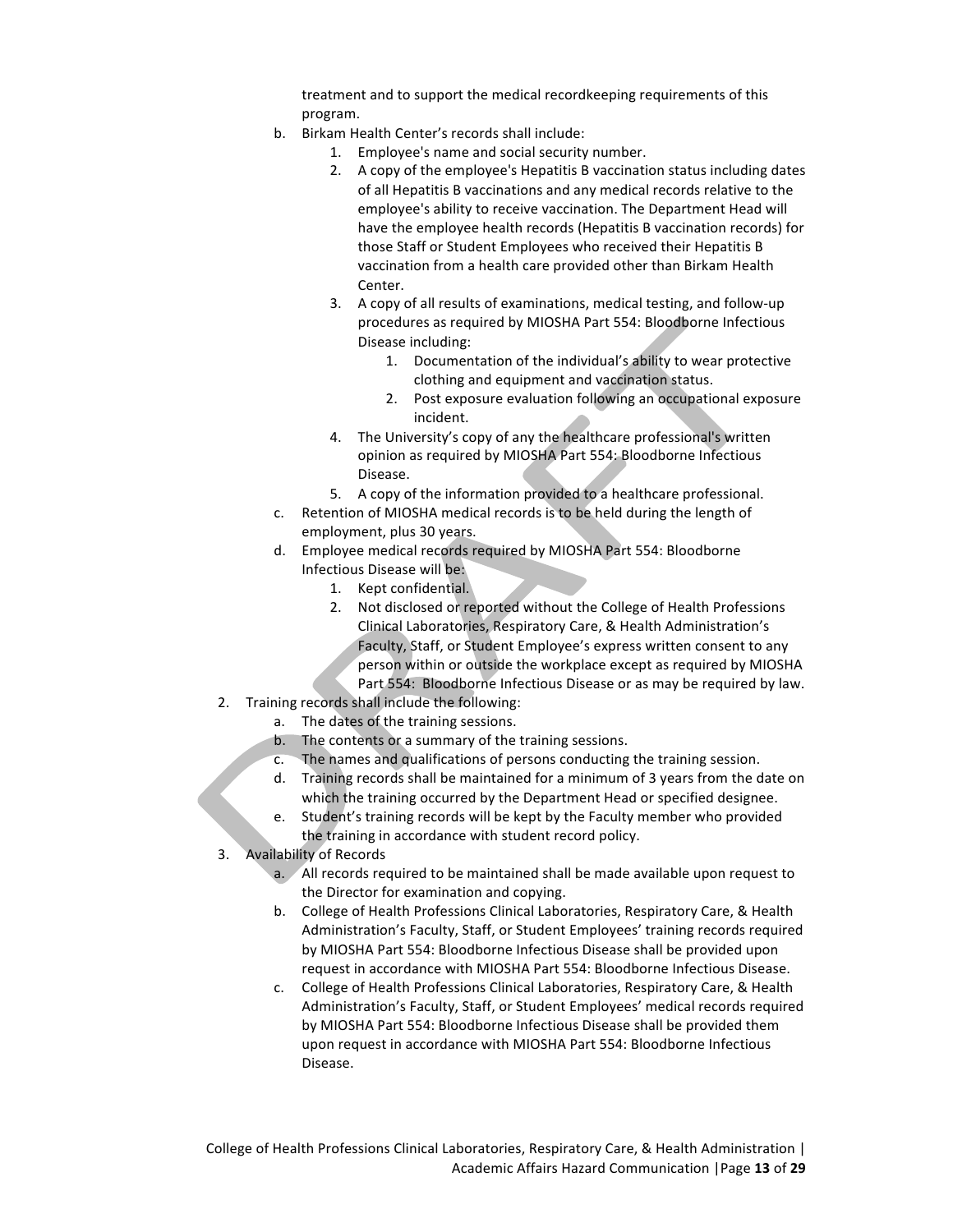treatment and to support the medical recordkeeping requirements of this program.

   b. Birkam Health Center's records shall include:
      1. Employee's name and social security number.
      2. A copy of the employee's Hepatitis B vaccination status including dates of all Hepatitis B vaccinations and any medical records relative to the employee's ability to receive vaccination. The Department Head will have the employee health records (Hepatitis B vaccination records) for those Staff or Student Employees who received their Hepatitis B vaccination from a health care provided other than Birkam Health Center.
      3. A copy of all results of examinations, medical testing, and follow-up procedures as required by MIOSHA Part 554: Bloodborne Infectious Disease including:
         1. Documentation of the individual's ability to wear protective clothing and equipment and vaccination status.
         2. Post exposure evaluation following an occupational exposure incident.
      4. The University's copy of any the healthcare professional's written opinion as required by MIOSHA Part 554: Bloodborne Infectious Disease.
      5. A copy of the information provided to a healthcare professional.
   c. Retention of MIOSHA medical records is to be held during the length of employment, plus 30 years.
   d. Employee medical records required by MIOSHA Part 554: Bloodborne Infectious Disease will be:
      1. Kept confidential.
      2. Not disclosed or reported without the College of Health Professions Clinical Laboratories, Respiratory Care, & Health Administration's Faculty, Staff, or Student Employee's express written consent to any person within or outside the workplace except as required by MIOSHA Part 554: Bloodborne Infectious Disease or as may be required by law.

2. Training records shall include the following:
   a. The dates of the training sessions.
   b. The contents or a summary of the training sessions.
   c. The names and qualifications of persons conducting the training session.
   d. Training records shall be maintained for a minimum of 3 years from the date on which the training occurred by the Department Head or specified designee.
   e. Student's training records will be kept by the Faculty member who provided the training in accordance with student record policy.

3. Availability of Records
   a. All records required to be maintained shall be made available upon request to the Director for examination and copying.
   b. College of Health Professions Clinical Laboratories, Respiratory Care, & Health Administration's Faculty, Staff, or Student Employees' training records required by MIOSHA Part 554: Bloodborne Infectious Disease shall be provided upon request in accordance with MIOSHA Part 554: Bloodborne Infectious Disease.
   c. College of Health Professions Clinical Laboratories, Respiratory Care, & Health Administration's Faculty, Staff, or Student Employees' medical records required by MIOSHA Part 554: Bloodborne Infectious Disease shall be provided them upon request in accordance with MIOSHA Part 554: Bloodborne Infectious Disease.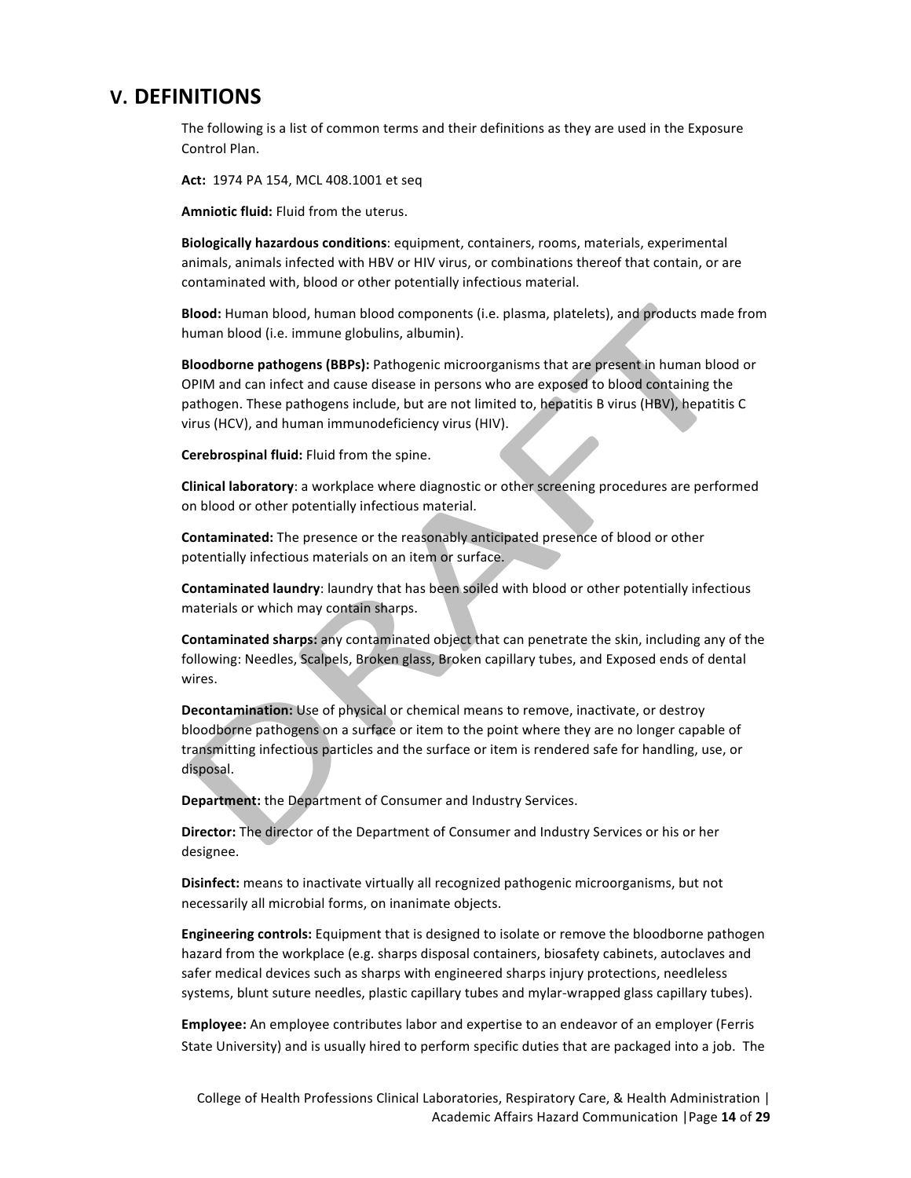## V. DEFINITIONS

The following is a list of common terms and their definitions as they are used in the Exposure Control Plan.

**Act:** 1974 PA 154, MCL 408.1001 et seq

**Amniotic fluid:** Fluid from the uterus.

**Biologically hazardous conditions**: equipment, containers, rooms, materials, experimental animals, animals infected with HBV or HIV virus, or combinations thereof that contain, or are contaminated with, blood or other potentially infectious material.

**Blood:** Human blood, human blood components (i.e. plasma, platelets), and products made from human blood (i.e. immune globulins, albumin).

**Bloodborne pathogens (BBPs):** Pathogenic microorganisms that are present in human blood or OPIM and can infect and cause disease in persons who are exposed to blood containing the pathogen. These pathogens include, but are not limited to, hepatitis B virus (HBV), hepatitis C virus (HCV), and human immunodeficiency virus (HIV).

**Cerebrospinal fluid:** Fluid from the spine.

**Clinical laboratory**: a workplace where diagnostic or other screening procedures are performed on blood or other potentially infectious material.

**Contaminated:** The presence or the reasonably anticipated presence of blood or other potentially infectious materials on an item or surface.

**Contaminated laundry**: laundry that has been soiled with blood or other potentially infectious materials or which may contain sharps.

**Contaminated sharps:** any contaminated object that can penetrate the skin, including any of the following: Needles, Scalpels, Broken glass, Broken capillary tubes, and Exposed ends of dental wires.

**Decontamination:** Use of physical or chemical means to remove, inactivate, or destroy bloodborne pathogens on a surface or item to the point where they are no longer capable of transmitting infectious particles and the surface or item is rendered safe for handling, use, or disposal.

**Department:** the Department of Consumer and Industry Services.

**Director:** The director of the Department of Consumer and Industry Services or his or her designee.

**Disinfect:** means to inactivate virtually all recognized pathogenic microorganisms, but not necessarily all microbial forms, on inanimate objects.

**Engineering controls:** Equipment that is designed to isolate or remove the bloodborne pathogen hazard from the workplace (e.g. sharps disposal containers, biosafety cabinets, autoclaves and safer medical devices such as sharps with engineered sharps injury protections, needleless systems, blunt suture needles, plastic capillary tubes and mylar-wrapped glass capillary tubes).

**Employee:** An employee contributes labor and expertise to an endeavor of an employer (Ferris State University) and is usually hired to perform specific duties that are packaged into a job. The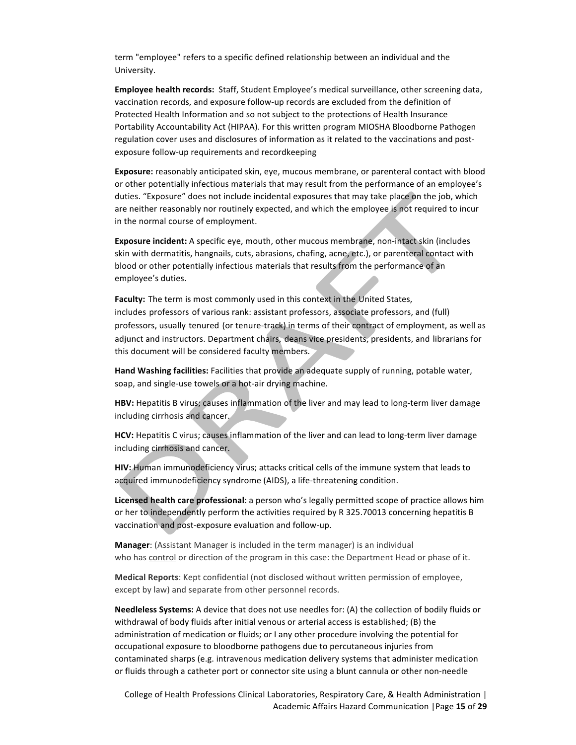term "employee" refers to a specific defined relationship between an individual and the University.

**Employee health records:** Staff, Student Employee's medical surveillance, other screening data, vaccination records, and exposure follow-up records are excluded from the definition of Protected Health Information and so not subject to the protections of Health Insurance Portability Accountability Act (HIPAA). For this written program MIOSHA Bloodborne Pathogen regulation cover uses and disclosures of information as it related to the vaccinations and post-exposure follow-up requirements and recordkeeping

**Exposure:** reasonably anticipated skin, eye, mucous membrane, or parenteral contact with blood or other potentially infectious materials that may result from the performance of an employee's duties. "Exposure" does not include incidental exposures that may take place on the job, which are neither reasonably nor routinely expected, and which the employee is not required to incur in the normal course of employment.

**Exposure incident:** A specific eye, mouth, other mucous membrane, non-intact skin (includes skin with dermatitis, hangnails, cuts, abrasions, chafing, acne, etc.), or parenteral contact with blood or other potentially infectious materials that results from the performance of an employee's duties.

**Faculty:** The term is most commonly used in this context in the United States, includes professors of various rank: assistant professors, associate professors, and (full) professors, usually tenured (or tenure-track) in terms of their contract of employment, as well as adjunct and instructors. Department chairs, deans vice presidents, presidents, and librarians for this document will be considered faculty members.

**Hand Washing facilities:** Facilities that provide an adequate supply of running, potable water, soap, and single-use towels or a hot-air drying machine.

**HBV:** Hepatitis B virus; causes inflammation of the liver and may lead to long-term liver damage including cirrhosis and cancer.

**HCV:** Hepatitis C virus; causes inflammation of the liver and can lead to long-term liver damage including cirrhosis and cancer.

**HIV:** Human immunodeficiency virus; attacks critical cells of the immune system that leads to acquired immunodeficiency syndrome (AIDS), a life-threatening condition.

**Licensed health care professional**: a person who's legally permitted scope of practice allows him or her to independently perform the activities required by R 325.70013 concerning hepatitis B vaccination and post-exposure evaluation and follow-up.

**Manager**: (Assistant Manager is included in the term manager) is an individual who has control or direction of the program in this case: the Department Head or phase of it.

**Medical Reports**: Kept confidential (not disclosed without written permission of employee, except by law) and separate from other personnel records.

**Needleless Systems:** A device that does not use needles for: (A) the collection of bodily fluids or withdrawal of body fluids after initial venous or arterial access is established; (B) the administration of medication or fluids; or I any other procedure involving the potential for occupational exposure to bloodborne pathogens due to percutaneous injuries from contaminated sharps (e.g. intravenous medication delivery systems that administer medication or fluids through a catheter port or connector site using a blunt cannula or other non-needle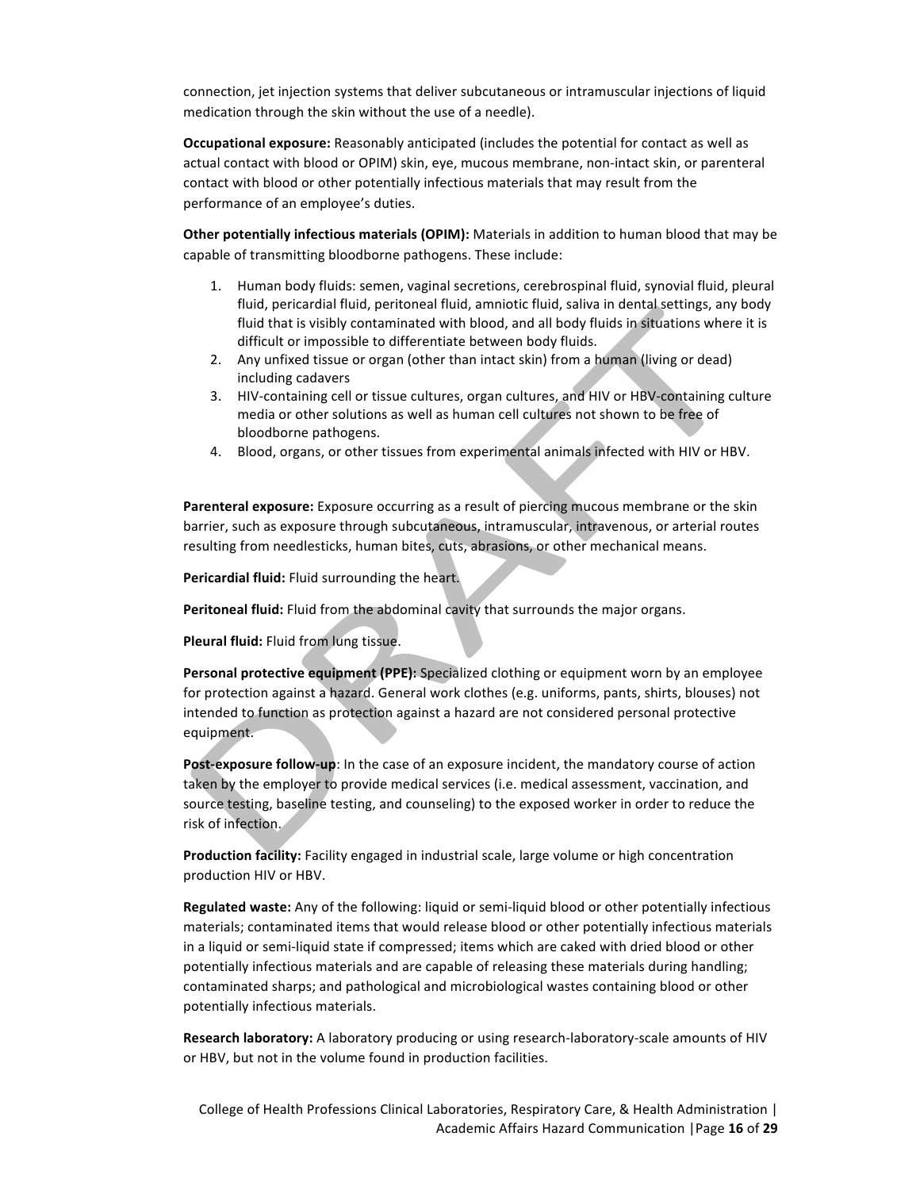connection, jet injection systems that deliver subcutaneous or intramuscular injections of liquid medication through the skin without the use of a needle).

**Occupational exposure:** Reasonably anticipated (includes the potential for contact as well as actual contact with blood or OPIM) skin, eye, mucous membrane, non-intact skin, or parenteral contact with blood or other potentially infectious materials that may result from the performance of an employee's duties.

**Other potentially infectious materials (OPIM):** Materials in addition to human blood that may be capable of transmitting bloodborne pathogens. These include:

1. Human body fluids: semen, vaginal secretions, cerebrospinal fluid, synovial fluid, pleural fluid, pericardial fluid, peritoneal fluid, amniotic fluid, saliva in dental settings, any body fluid that is visibly contaminated with blood, and all body fluids in situations where it is difficult or impossible to differentiate between body fluids.
2. Any unfixed tissue or organ (other than intact skin) from a human (living or dead) including cadavers
3. HIV-containing cell or tissue cultures, organ cultures, and HIV or HBV-containing culture media or other solutions as well as human cell cultures not shown to be free of bloodborne pathogens.
4. Blood, organs, or other tissues from experimental animals infected with HIV or HBV.

**Parenteral exposure:** Exposure occurring as a result of piercing mucous membrane or the skin barrier, such as exposure through subcutaneous, intramuscular, intravenous, or arterial routes resulting from needlesticks, human bites, cuts, abrasions, or other mechanical means.

**Pericardial fluid:** Fluid surrounding the heart.

**Peritoneal fluid:** Fluid from the abdominal cavity that surrounds the major organs.

**Pleural fluid:** Fluid from lung tissue.

**Personal protective equipment (PPE):** Specialized clothing or equipment worn by an employee for protection against a hazard. General work clothes (e.g. uniforms, pants, shirts, blouses) not intended to function as protection against a hazard are not considered personal protective equipment.

**Post-exposure follow-up**: In the case of an exposure incident, the mandatory course of action taken by the employer to provide medical services (i.e. medical assessment, vaccination, and source testing, baseline testing, and counseling) to the exposed worker in order to reduce the risk of infection.

**Production facility:** Facility engaged in industrial scale, large volume or high concentration production HIV or HBV.

**Regulated waste:** Any of the following: liquid or semi-liquid blood or other potentially infectious materials; contaminated items that would release blood or other potentially infectious materials in a liquid or semi-liquid state if compressed; items which are caked with dried blood or other potentially infectious materials and are capable of releasing these materials during handling; contaminated sharps; and pathological and microbiological wastes containing blood or other potentially infectious materials.

**Research laboratory:** A laboratory producing or using research-laboratory-scale amounts of HIV or HBV, but not in the volume found in production facilities.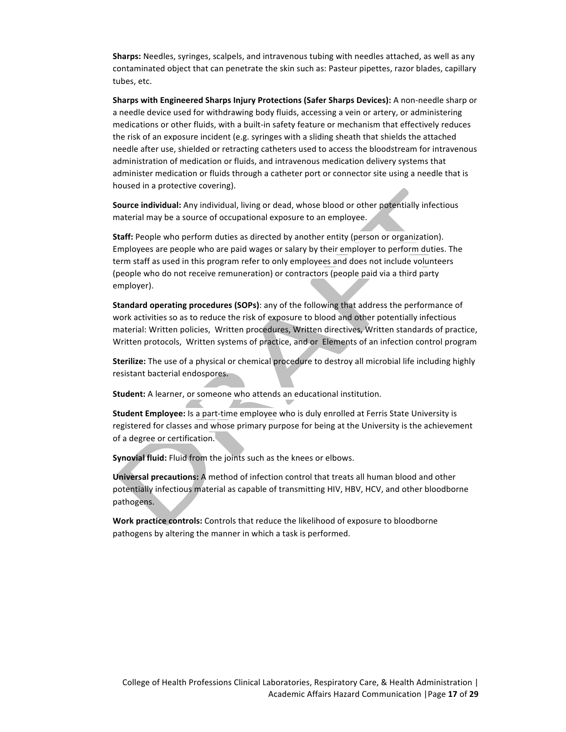**Sharps:** Needles, syringes, scalpels, and intravenous tubing with needles attached, as well as any contaminated object that can penetrate the skin such as: Pasteur pipettes, razor blades, capillary tubes, etc.

**Sharps with Engineered Sharps Injury Protections (Safer Sharps Devices):** A non-needle sharp or a needle device used for withdrawing body fluids, accessing a vein or artery, or administering medications or other fluids, with a built-in safety feature or mechanism that effectively reduces the risk of an exposure incident (e.g. syringes with a sliding sheath that shields the attached needle after use, shielded or retracting catheters used to access the bloodstream for intravenous administration of medication or fluids, and intravenous medication delivery systems that administer medication or fluids through a catheter port or connector site using a needle that is housed in a protective covering).

**Source individual:** Any individual, living or dead, whose blood or other potentially infectious material may be a source of occupational exposure to an employee.

**Staff:** People who perform duties as directed by another entity (person or organization). Employees are people who are paid wages or salary by their employer to perform duties. The term staff as used in this program refer to only employees and does not include volunteers (people who do not receive remuneration) or contractors (people paid via a third party employer).

**Standard operating procedures (SOPs)**: any of the following that address the performance of work activities so as to reduce the risk of exposure to blood and other potentially infectious material: Written policies, Written procedures, Written directives, Written standards of practice, Written protocols, Written systems of practice, and or Elements of an infection control program

**Sterilize:** The use of a physical or chemical procedure to destroy all microbial life including highly resistant bacterial endospores.

**Student:** A learner, or someone who attends an educational institution.

**Student Employee:** Is a part-time employee who is duly enrolled at Ferris State University is registered for classes and whose primary purpose for being at the University is the achievement of a degree or certification.

**Synovial fluid:** Fluid from the joints such as the knees or elbows.

**Universal precautions:** A method of infection control that treats all human blood and other potentially infectious material as capable of transmitting HIV, HBV, HCV, and other bloodborne pathogens.

**Work practice controls:** Controls that reduce the likelihood of exposure to bloodborne pathogens by altering the manner in which a task is performed.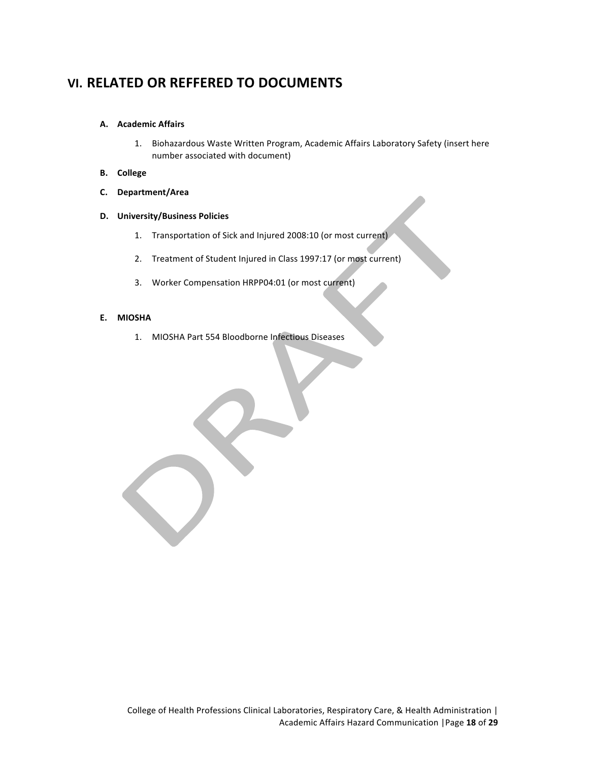# VI. RELATED OR REFFERED TO DOCUMENTS

**A. Academic Affairs**

1. Biohazardous Waste Written Program, Academic Affairs Laboratory Safety (insert here number associated with document)

**B. College**

**C. Department/Area**

**D. University/Business Policies**

1. Transportation of Sick and Injured 2008:10 (or most current)
2. Treatment of Student Injured in Class 1997:17 (or most current)
3. Worker Compensation HRPP04:01 (or most current)

**E. MIOSHA**

1. MIOSHA Part 554 Bloodborne Infectious Diseases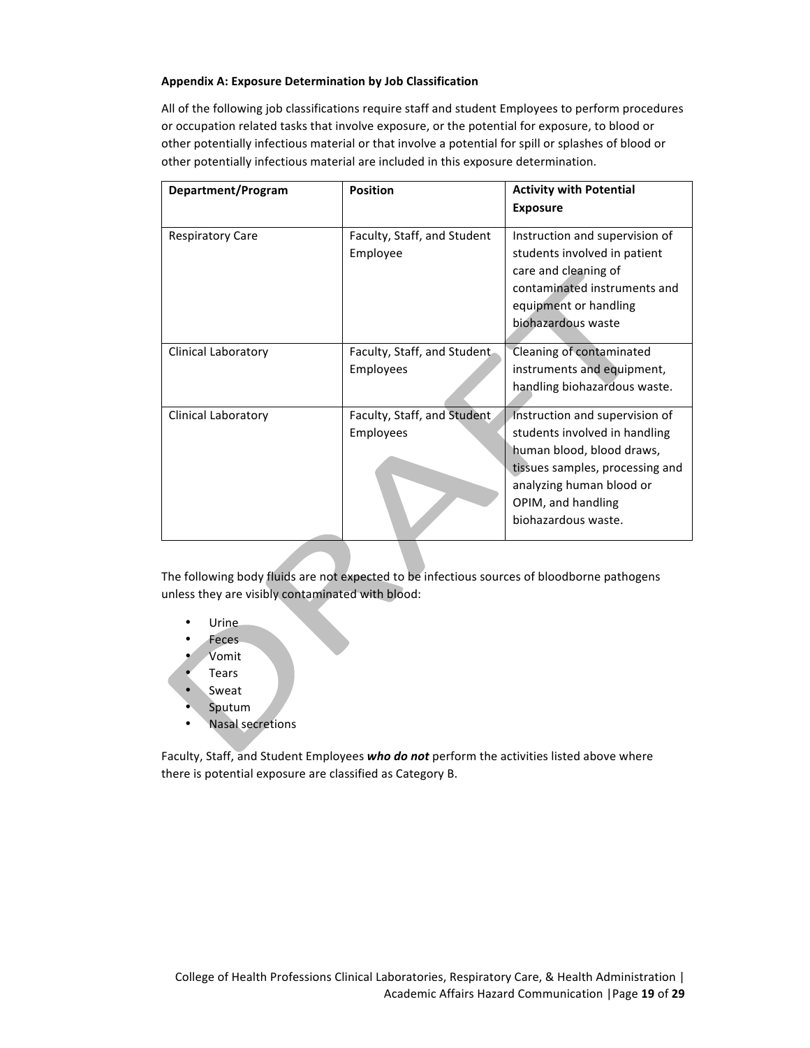**Appendix A: Exposure Determination by Job Classification**

All of the following job classifications require staff and student Employees to perform procedures or occupation related tasks that involve exposure, or the potential for exposure, to blood or other potentially infectious material or that involve a potential for spill or splashes of blood or other potentially infectious material are included in this exposure determination.

| Department/Program | Position | Activity with Potential Exposure |
|---|---|---|
| Respiratory Care | Faculty, Staff, and Student Employee | Instruction and supervision of students involved in patient care and cleaning of contaminated instruments and equipment or handling biohazardous waste |
| Clinical Laboratory | Faculty, Staff, and Student Employees | Cleaning of contaminated instruments and equipment, handling biohazardous waste. |
| Clinical Laboratory | Faculty, Staff, and Student Employees | Instruction and supervision of students involved in handling human blood, blood draws, tissues samples, processing and analyzing human blood or OPIM, and handling biohazardous waste. |

The following body fluids are not expected to be infectious sources of bloodborne pathogens unless they are visibly contaminated with blood:

- Urine
- Feces
- Vomit
- Tears
- Sweat
- Sputum
- Nasal secretions

Faculty, Staff, and Student Employees ***who do not*** perform the activities listed above where there is potential exposure are classified as Category B.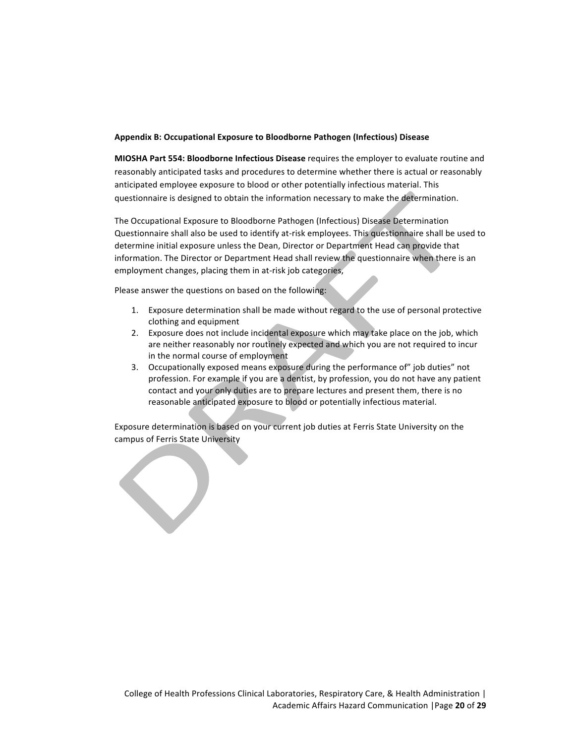**Appendix B: Occupational Exposure to Bloodborne Pathogen (Infectious) Disease**

**MIOSHA Part 554: Bloodborne Infectious Disease** requires the employer to evaluate routine and reasonably anticipated tasks and procedures to determine whether there is actual or reasonably anticipated employee exposure to blood or other potentially infectious material. This questionnaire is designed to obtain the information necessary to make the determination.

The Occupational Exposure to Bloodborne Pathogen (Infectious) Disease Determination Questionnaire shall also be used to identify at-risk employees. This questionnaire shall be used to determine initial exposure unless the Dean, Director or Department Head can provide that information. The Director or Department Head shall review the questionnaire when there is an employment changes, placing them in at-risk job categories,

Please answer the questions on based on the following:

1. Exposure determination shall be made without regard to the use of personal protective clothing and equipment
2. Exposure does not include incidental exposure which may take place on the job, which are neither reasonably nor routinely expected and which you are not required to incur in the normal course of employment
3. Occupationally exposed means exposure during the performance of" job duties" not profession. For example if you are a dentist, by profession, you do not have any patient contact and your only duties are to prepare lectures and present them, there is no reasonable anticipated exposure to blood or potentially infectious material.

Exposure determination is based on your current job duties at Ferris State University on the campus of Ferris State University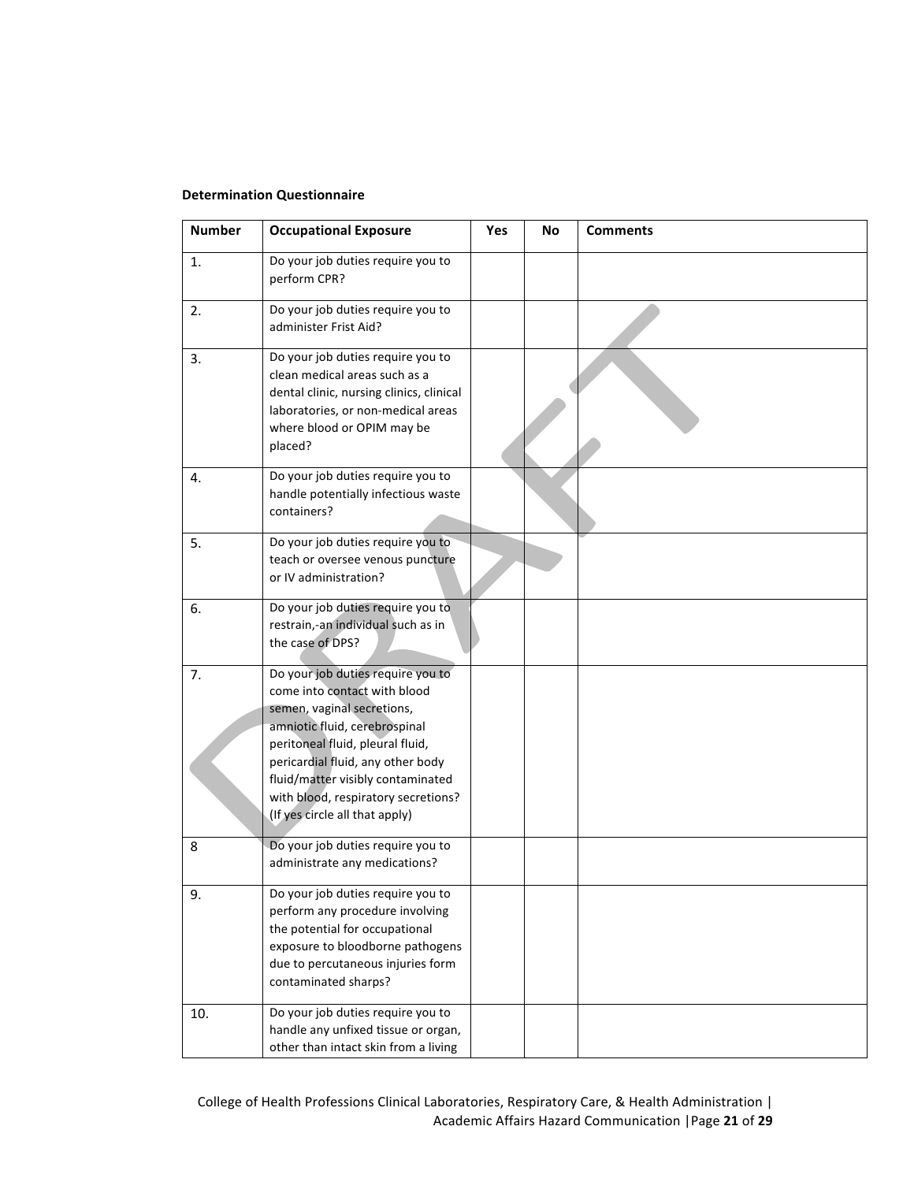**Determination Questionnaire**

| Number | Occupational Exposure | Yes | No | Comments |
|---|---|---|---|---|
| 1. | Do your job duties require you to perform CPR? | | | |
| 2. | Do your job duties require you to administer Frist Aid? | | | |
| 3. | Do your job duties require you to clean medical areas such as a dental clinic, nursing clinics, clinical laboratories, or non-medical areas where blood or OPIM may be placed? | | | |
| 4. | Do your job duties require you to handle potentially infectious waste containers? | | | |
| 5. | Do your job duties require you to teach or oversee venous puncture or IV administration? | | | |
| 6. | Do your job duties require you to restrain,-an individual such as in the case of DPS? | | | |
| 7. | Do your job duties require you to come into contact with blood semen, vaginal secretions, amniotic fluid, cerebrospinal peritoneal fluid, pleural fluid, pericardial fluid, any other body fluid/matter visibly contaminated with blood, respiratory secretions? (If yes circle all that apply) | | | |
| 8 | Do your job duties require you to administrate any medications? | | | |
| 9. | Do your job duties require you to perform any procedure involving the potential for occupational exposure to bloodborne pathogens due to percutaneous injuries form contaminated sharps? | | | |
| 10. | Do your job duties require you to handle any unfixed tissue or organ, other than intact skin from a living | | | |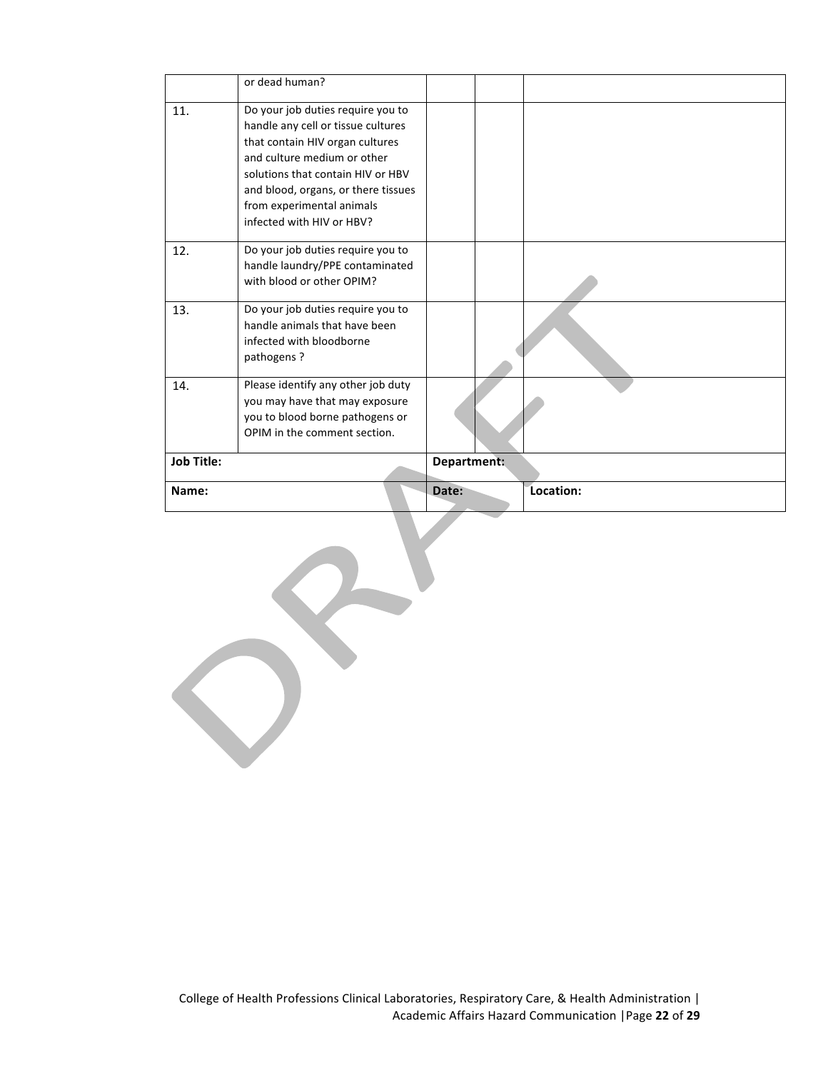| | | | | |
|---|---|---|---|---|
| | or dead human? | | | |
| 11. | Do your job duties require you to handle any cell or tissue cultures that contain HIV organ cultures and culture medium or other solutions that contain HIV or HBV and blood, organs, or there tissues from experimental animals infected with HIV or HBV? | | | |
| 12. | Do your job duties require you to handle laundry/PPE contaminated with blood or other OPIM? | | | |
| 13. | Do your job duties require you to handle animals that have been infected with bloodborne pathogens ? | | | |
| 14. | Please identify any other job duty you may have that may exposure you to blood borne pathogens or OPIM in the comment section. | | | |
| **Job Title:** | | **Department:** | | |
| **Name:** | | **Date:** | | **Location:** |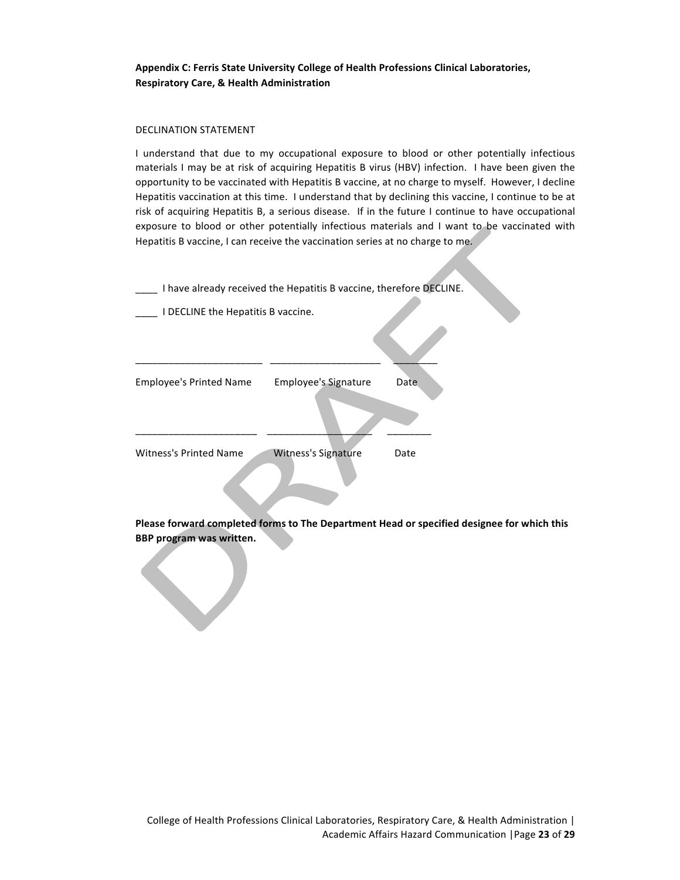**Appendix C: Ferris State University College of Health Professions Clinical Laboratories, Respiratory Care, & Health Administration**

DECLINATION STATEMENT

I understand that due to my occupational exposure to blood or other potentially infectious materials I may be at risk of acquiring Hepatitis B virus (HBV) infection. I have been given the opportunity to be vaccinated with Hepatitis B vaccine, at no charge to myself. However, I decline Hepatitis vaccination at this time. I understand that by declining this vaccine, I continue to be at risk of acquiring Hepatitis B, a serious disease. If in the future I continue to have occupational exposure to blood or other potentially infectious materials and I want to be vaccinated with Hepatitis B vaccine, I can receive the vaccination series at no charge to me.

____ I have already received the Hepatitis B vaccine, therefore DECLINE.

____ I DECLINE the Hepatitis B vaccine.

_______________________ ____________________ ________

Employee's Printed Name Employee's Signature Date

______________________ ___________________ ________

Witness's Printed Name Witness's Signature Date

**Please forward completed forms to The Department Head or specified designee for which this BBP program was written.**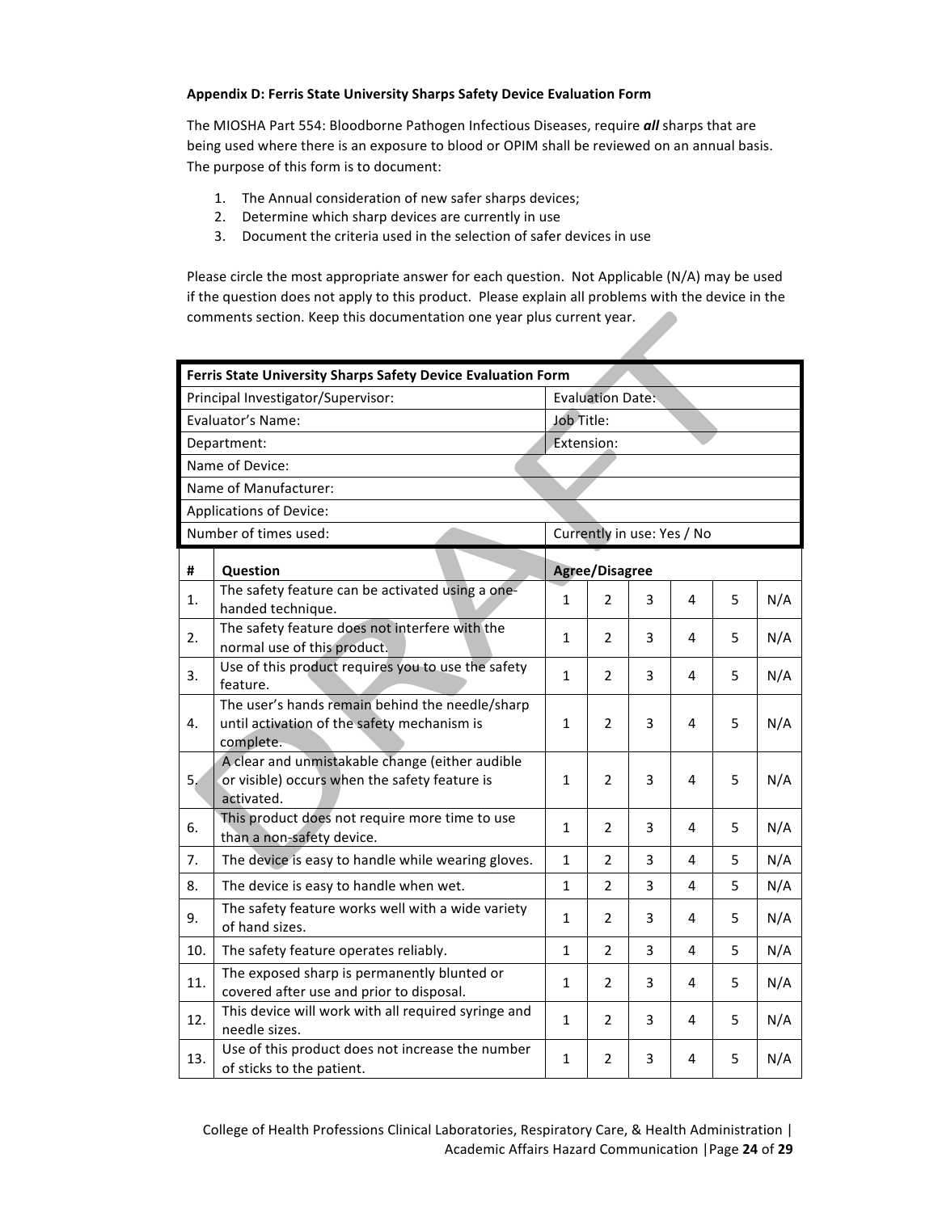**Appendix D: Ferris State University Sharps Safety Device Evaluation Form**

The MIOSHA Part 554: Bloodborne Pathogen Infectious Diseases, require ***all*** sharps that are being used where there is an exposure to blood or OPIM shall be reviewed on an annual basis. The purpose of this form is to document:

1. The Annual consideration of new safer sharps devices;
2. Determine which sharp devices are currently in use
3. Document the criteria used in the selection of safer devices in use

Please circle the most appropriate answer for each question. Not Applicable (N/A) may be used if the question does not apply to this product. Please explain all problems with the device in the comments section. Keep this documentation one year plus current year.

| **Ferris State University Sharps Safety Device Evaluation Form** | |
|---|---|
| Principal Investigator/Supervisor: | Evaluation Date: |
| Evaluator's Name: | Job Title: |
| Department: | Extension: |
| Name of Device: | |
| Name of Manufacturer: | |
| Applications of Device: | |
| Number of times used: | Currently in use: Yes / No |

| # | Question | Agree/Disagree | | | | | |
|---|---|---|---|---|---|---|---|
| 1. | The safety feature can be activated using a one-handed technique. | 1 | 2 | 3 | 4 | 5 | N/A |
| 2. | The safety feature does not interfere with the normal use of this product. | 1 | 2 | 3 | 4 | 5 | N/A |
| 3. | Use of this product requires you to use the safety feature. | 1 | 2 | 3 | 4 | 5 | N/A |
| 4. | The user's hands remain behind the needle/sharp until activation of the safety mechanism is complete. | 1 | 2 | 3 | 4 | 5 | N/A |
| 5. | A clear and unmistakable change (either audible or visible) occurs when the safety feature is activated. | 1 | 2 | 3 | 4 | 5 | N/A |
| 6. | This product does not require more time to use than a non-safety device. | 1 | 2 | 3 | 4 | 5 | N/A |
| 7. | The device is easy to handle while wearing gloves. | 1 | 2 | 3 | 4 | 5 | N/A |
| 8. | The device is easy to handle when wet. | 1 | 2 | 3 | 4 | 5 | N/A |
| 9. | The safety feature works well with a wide variety of hand sizes. | 1 | 2 | 3 | 4 | 5 | N/A |
| 10. | The safety feature operates reliably. | 1 | 2 | 3 | 4 | 5 | N/A |
| 11. | The exposed sharp is permanently blunted or covered after use and prior to disposal. | 1 | 2 | 3 | 4 | 5 | N/A |
| 12. | This device will work with all required syringe and needle sizes. | 1 | 2 | 3 | 4 | 5 | N/A |
| 13. | Use of this product does not increase the number of sticks to the patient. | 1 | 2 | 3 | 4 | 5 | N/A |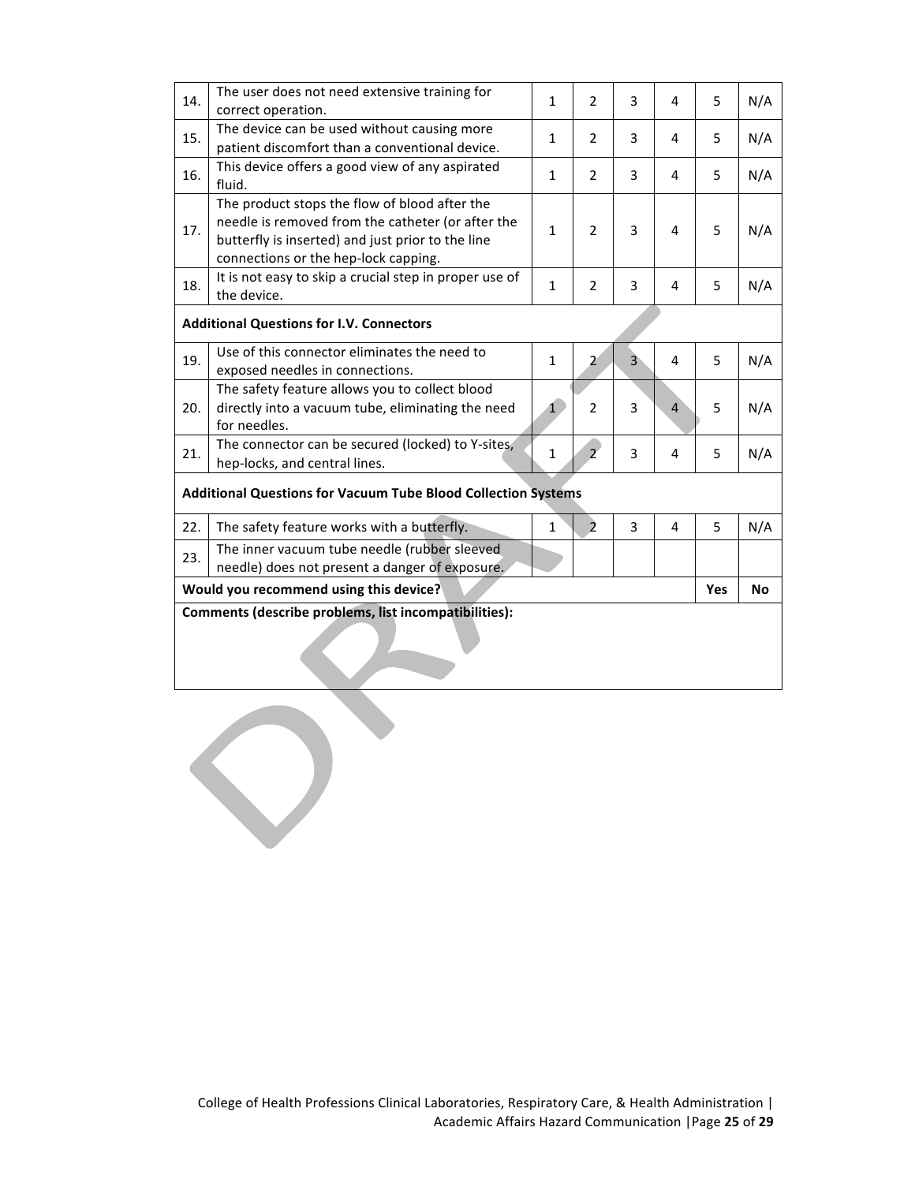| | | | | | | | |
|---|---|---|---|---|---|---|---|
| 14. | The user does not need extensive training for correct operation. | 1 | 2 | 3 | 4 | 5 | N/A |
| 15. | The device can be used without causing more patient discomfort than a conventional device. | 1 | 2 | 3 | 4 | 5 | N/A |
| 16. | This device offers a good view of any aspirated fluid. | 1 | 2 | 3 | 4 | 5 | N/A |
| 17. | The product stops the flow of blood after the needle is removed from the catheter (or after the butterfly is inserted) and just prior to the line connections or the hep-lock capping. | 1 | 2 | 3 | 4 | 5 | N/A |
| 18. | It is not easy to skip a crucial step in proper use of the device. | 1 | 2 | 3 | 4 | 5 | N/A |
| **Additional Questions for I.V. Connectors** | | | | | | | |
| 19. | Use of this connector eliminates the need to exposed needles in connections. | 1 | 2 | 3 | 4 | 5 | N/A |
| 20. | The safety feature allows you to collect blood directly into a vacuum tube, eliminating the need for needles. | 1 | 2 | 3 | 4 | 5 | N/A |
| 21. | The connector can be secured (locked) to Y-sites, hep-locks, and central lines. | 1 | 2 | 3 | 4 | 5 | N/A |
| **Additional Questions for Vacuum Tube Blood Collection Systems** | | | | | | | |
| 22. | The safety feature works with a butterfly. | 1 | 2 | 3 | 4 | 5 | N/A |
| 23. | The inner vacuum tube needle (rubber sleeved needle) does not present a danger of exposure. | | | | | | |
| **Would you recommend using this device?** | | | | | | **Yes** | **No** |
| **Comments (describe problems, list incompatibilities):** | | | | | | | |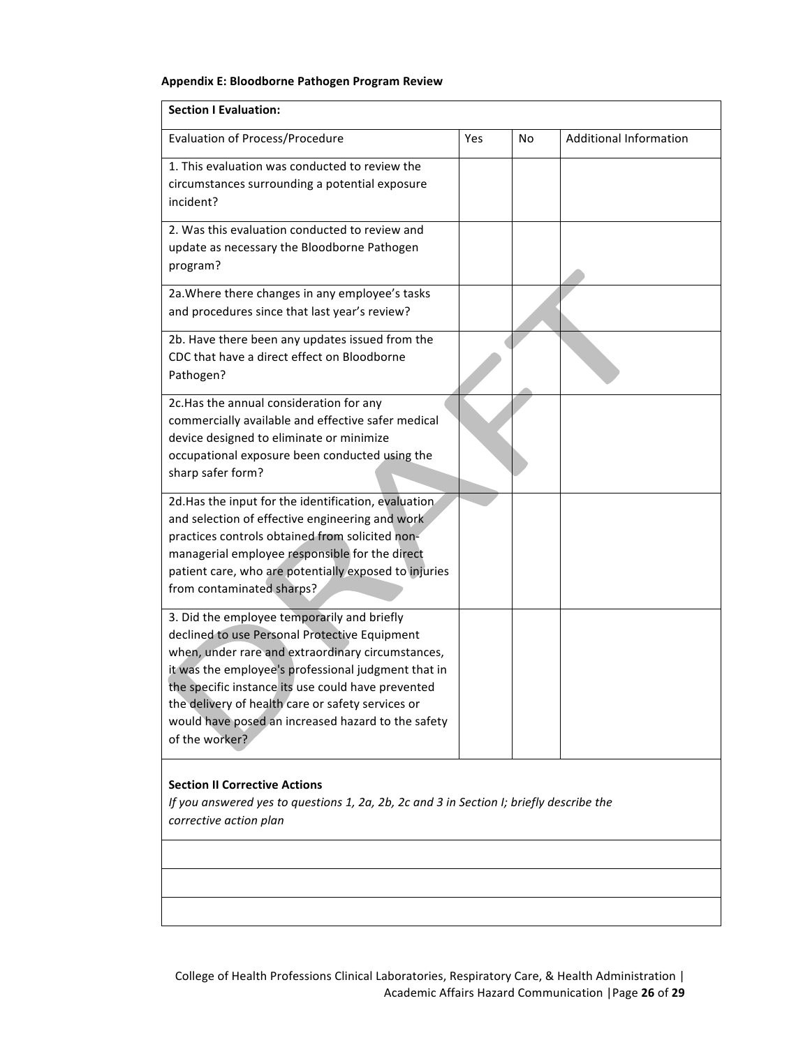**Appendix E: Bloodborne Pathogen Program Review**

| **Section I Evaluation:** | | | |
|---|---|---|---|
| Evaluation of Process/Procedure | Yes | No | Additional Information |
| 1. This evaluation was conducted to review the circumstances surrounding a potential exposure incident? | | | |
| 2. Was this evaluation conducted to review and update as necessary the Bloodborne Pathogen program? | | | |
| 2a.Where there changes in any employee's tasks and procedures since that last year's review? | | | |
| 2b. Have there been any updates issued from the CDC that have a direct effect on Bloodborne Pathogen? | | | |
| 2c.Has the annual consideration for any commercially available and effective safer medical device designed to eliminate or minimize occupational exposure been conducted using the sharp safer form? | | | |
| 2d.Has the input for the identification, evaluation and selection of effective engineering and work practices controls obtained from solicited non-managerial employee responsible for the direct patient care, who are potentially exposed to injuries from contaminated sharps? | | | |
| 3. Did the employee temporarily and briefly declined to use Personal Protective Equipment when, under rare and extraordinary circumstances, it was the employee's professional judgment that in the specific instance its use could have prevented the delivery of health care or safety services or would have posed an increased hazard to the safety of the worker? | | | |

| **Section II Corrective Actions**<br>*If you answered yes to questions 1, 2a, 2b, 2c and 3 in Section I; briefly describe the corrective action plan* |
|---|
| |
| |
| |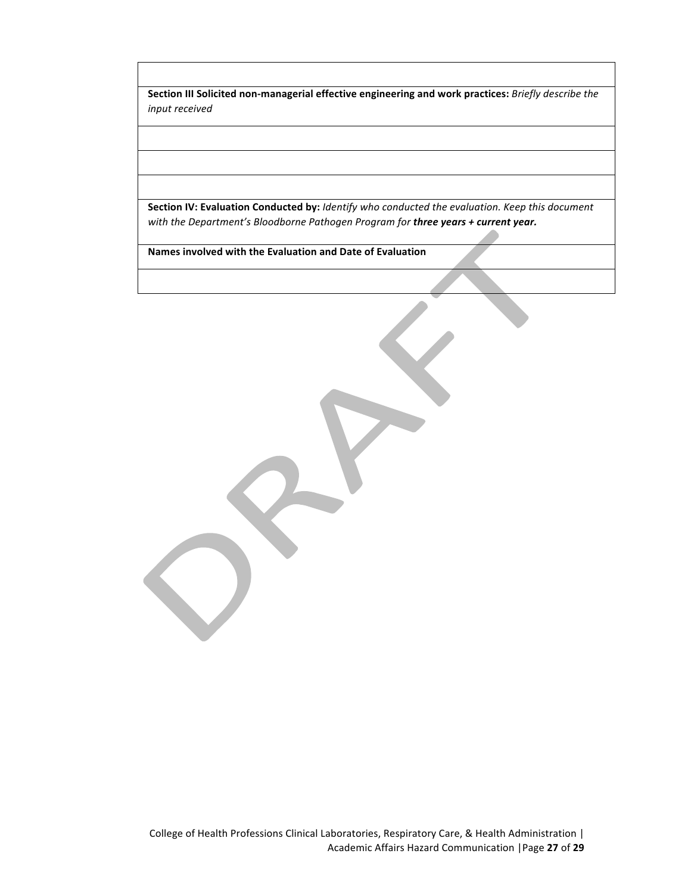| |
|---|
| |
| **Section III Solicited non-managerial effective engineering and work practices:** *Briefly describe the input received* |
| |
| |
| |
| **Section IV: Evaluation Conducted by:** *Identify who conducted the evaluation. Keep this document with the Department's Bloodborne Pathogen Program for* ***three years + current year.*** |
| **Names involved with the Evaluation and Date of Evaluation** |
| |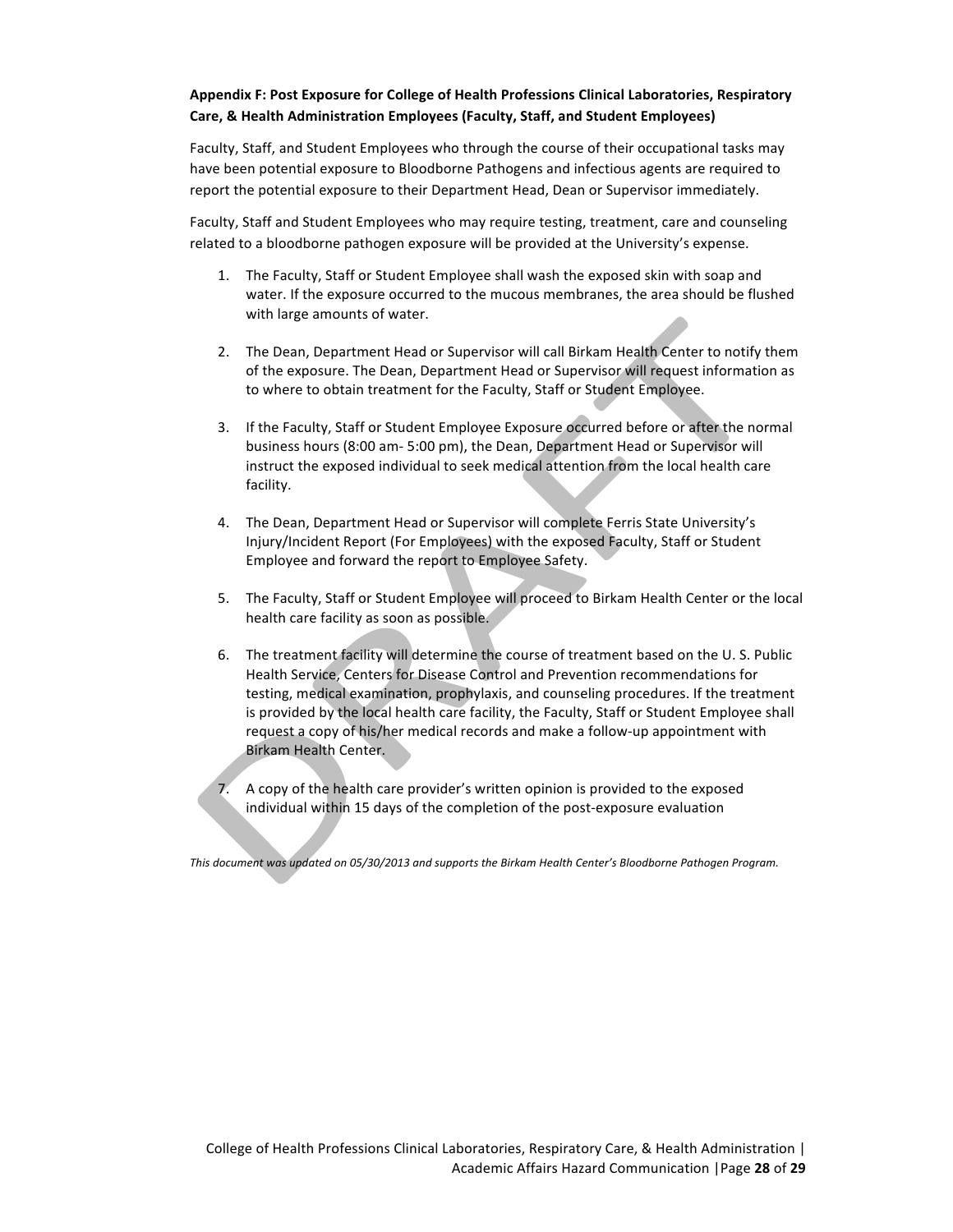**Appendix F: Post Exposure for College of Health Professions Clinical Laboratories, Respiratory Care, & Health Administration Employees (Faculty, Staff, and Student Employees)**

Faculty, Staff, and Student Employees who through the course of their occupational tasks may have been potential exposure to Bloodborne Pathogens and infectious agents are required to report the potential exposure to their Department Head, Dean or Supervisor immediately.

Faculty, Staff and Student Employees who may require testing, treatment, care and counseling related to a bloodborne pathogen exposure will be provided at the University's expense.

1. The Faculty, Staff or Student Employee shall wash the exposed skin with soap and water. If the exposure occurred to the mucous membranes, the area should be flushed with large amounts of water.

2. The Dean, Department Head or Supervisor will call Birkam Health Center to notify them of the exposure. The Dean, Department Head or Supervisor will request information as to where to obtain treatment for the Faculty, Staff or Student Employee.

3. If the Faculty, Staff or Student Employee Exposure occurred before or after the normal business hours (8:00 am- 5:00 pm), the Dean, Department Head or Supervisor will instruct the exposed individual to seek medical attention from the local health care facility.

4. The Dean, Department Head or Supervisor will complete Ferris State University's Injury/Incident Report (For Employees) with the exposed Faculty, Staff or Student Employee and forward the report to Employee Safety.

5. The Faculty, Staff or Student Employee will proceed to Birkam Health Center or the local health care facility as soon as possible.

6. The treatment facility will determine the course of treatment based on the U. S. Public Health Service, Centers for Disease Control and Prevention recommendations for testing, medical examination, prophylaxis, and counseling procedures. If the treatment is provided by the local health care facility, the Faculty, Staff or Student Employee shall request a copy of his/her medical records and make a follow-up appointment with Birkam Health Center.

7. A copy of the health care provider's written opinion is provided to the exposed individual within 15 days of the completion of the post-exposure evaluation

*This document was updated on 05/30/2013 and supports the Birkam Health Center's Bloodborne Pathogen Program.*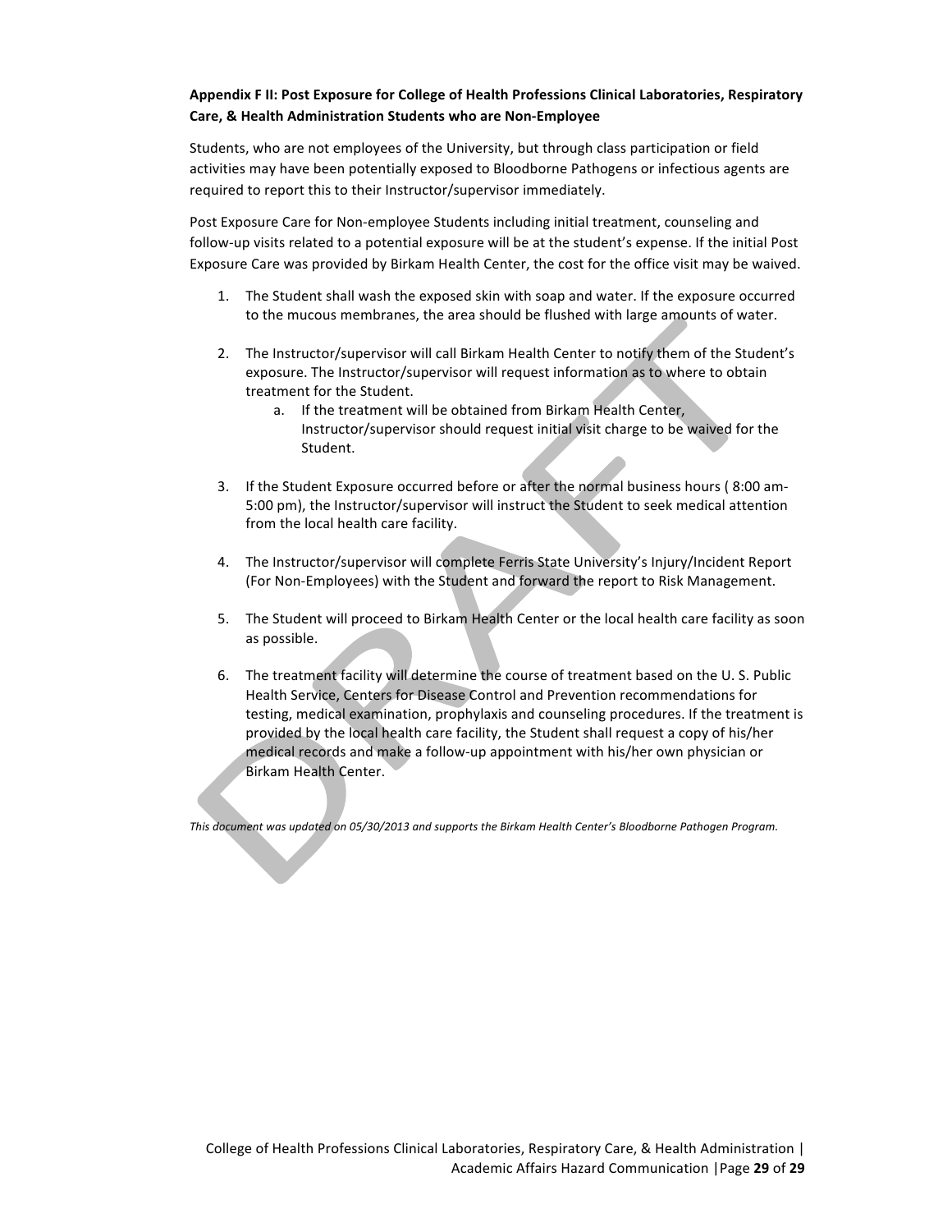**Appendix F II: Post Exposure for College of Health Professions Clinical Laboratories, Respiratory Care, & Health Administration Students who are Non-Employee**

Students, who are not employees of the University, but through class participation or field activities may have been potentially exposed to Bloodborne Pathogens or infectious agents are required to report this to their Instructor/supervisor immediately.

Post Exposure Care for Non-employee Students including initial treatment, counseling and follow-up visits related to a potential exposure will be at the student's expense. If the initial Post Exposure Care was provided by Birkam Health Center, the cost for the office visit may be waived.

1. The Student shall wash the exposed skin with soap and water. If the exposure occurred to the mucous membranes, the area should be flushed with large amounts of water.

2. The Instructor/supervisor will call Birkam Health Center to notify them of the Student's exposure. The Instructor/supervisor will request information as to where to obtain treatment for the Student.
   a. If the treatment will be obtained from Birkam Health Center, Instructor/supervisor should request initial visit charge to be waived for the Student.

3. If the Student Exposure occurred before or after the normal business hours ( 8:00 am-5:00 pm), the Instructor/supervisor will instruct the Student to seek medical attention from the local health care facility.

4. The Instructor/supervisor will complete Ferris State University's Injury/Incident Report (For Non-Employees) with the Student and forward the report to Risk Management.

5. The Student will proceed to Birkam Health Center or the local health care facility as soon as possible.

6. The treatment facility will determine the course of treatment based on the U. S. Public Health Service, Centers for Disease Control and Prevention recommendations for testing, medical examination, prophylaxis and counseling procedures. If the treatment is provided by the local health care facility, the Student shall request a copy of his/her medical records and make a follow-up appointment with his/her own physician or Birkam Health Center.

*This document was updated on 05/30/2013 and supports the Birkam Health Center's Bloodborne Pathogen Program.*